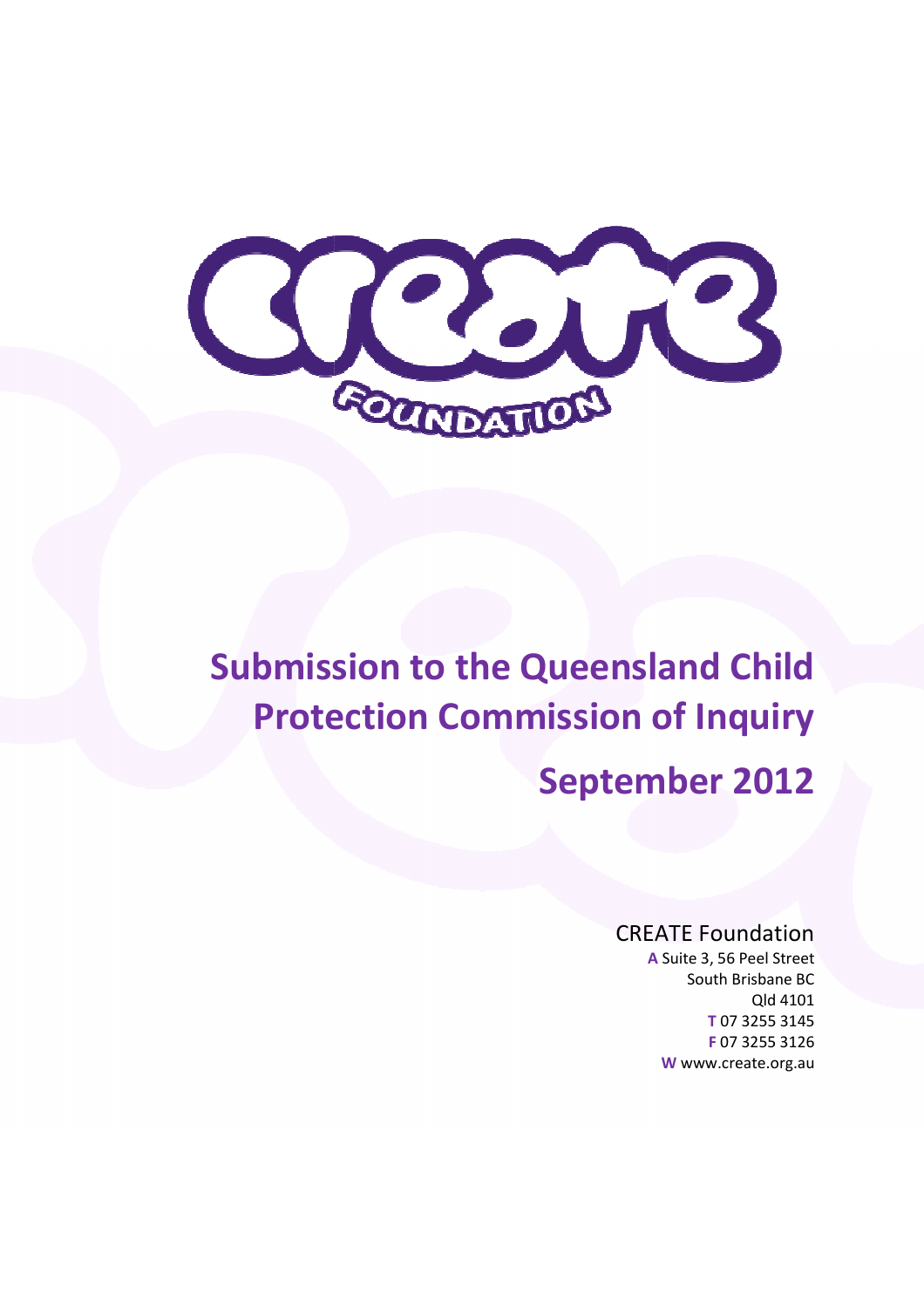# Submission to the Queensland Child Protection Commission of Inquiry

## September 2012

CREATE Foundation

**A** Suite 3, 56 Peel Street
South Brisbane BC
Qld 4101
**T** 07 3255 3145
**F** 07 3255 3126
**W** www.create.org.au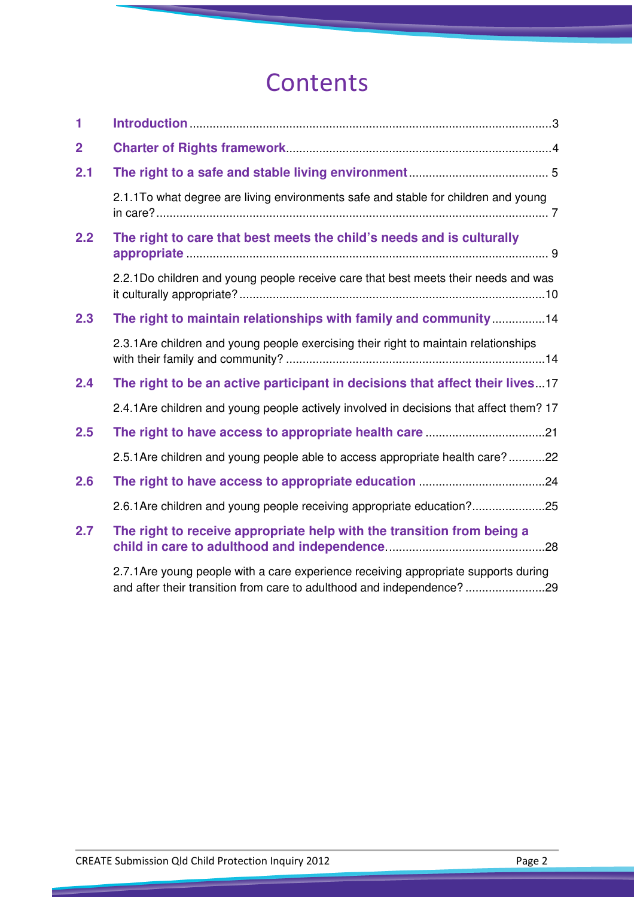# Contents

1 Introduction ....................................................................................................3

2 Charter of Rights framework....................................................................................4

2.1 The right to a safe and stable living environment .......................................... 5

2.1.1 To what degree are living environments safe and stable for children and young in care? ..................................................................................................... 7

2.2 The right to care that best meets the child's needs and is culturally appropriate ............................................................................................. 9

2.2.1 Do children and young people receive care that best meets their needs and was it culturally appropriate? ...........................................................................................10

2.3 The right to maintain relationships with family and community ................14

2.3.1 Are children and young people exercising their right to maintain relationships with their family and community? .............................................................................14

2.4 The right to be an active participant in decisions that affect their lives...17

2.4.1 Are children and young people actively involved in decisions that affect them? 17

2.5 The right to have access to appropriate health care ....................................21

2.5.1 Are children and young people able to access appropriate health care? ...........22

2.6 The right to have access to appropriate education ......................................24

2.6.1 Are children and young people receiving appropriate education?......................25

2.7 The right to receive appropriate help with the transition from being a child in care to adulthood and independence. ...............................................28

2.7.1 Are young people with a care experience receiving appropriate supports during and after their transition from care to adulthood and independence? ........................29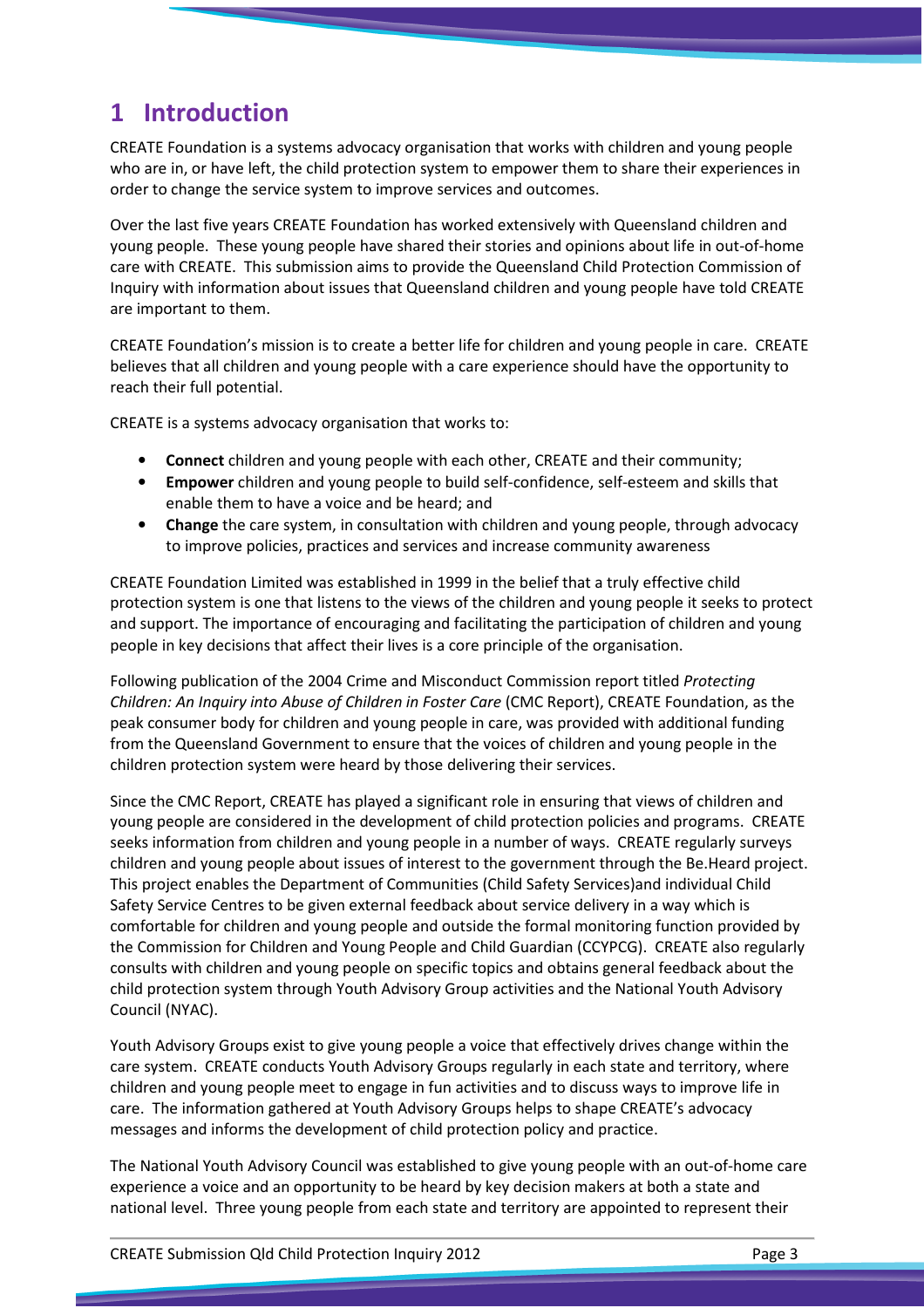# 1 Introduction

CREATE Foundation is a systems advocacy organisation that works with children and young people who are in, or have left, the child protection system to empower them to share their experiences in order to change the service system to improve services and outcomes.

Over the last five years CREATE Foundation has worked extensively with Queensland children and young people. These young people have shared their stories and opinions about life in out-of-home care with CREATE. This submission aims to provide the Queensland Child Protection Commission of Inquiry with information about issues that Queensland children and young people have told CREATE are important to them.

CREATE Foundation's mission is to create a better life for children and young people in care. CREATE believes that all children and young people with a care experience should have the opportunity to reach their full potential.

CREATE is a systems advocacy organisation that works to:

- **Connect** children and young people with each other, CREATE and their community;
- **Empower** children and young people to build self-confidence, self-esteem and skills that enable them to have a voice and be heard; and
- **Change** the care system, in consultation with children and young people, through advocacy to improve policies, practices and services and increase community awareness

CREATE Foundation Limited was established in 1999 in the belief that a truly effective child protection system is one that listens to the views of the children and young people it seeks to protect and support. The importance of encouraging and facilitating the participation of children and young people in key decisions that affect their lives is a core principle of the organisation.

Following publication of the 2004 Crime and Misconduct Commission report titled *Protecting Children: An Inquiry into Abuse of Children in Foster Care* (CMC Report), CREATE Foundation, as the peak consumer body for children and young people in care, was provided with additional funding from the Queensland Government to ensure that the voices of children and young people in the children protection system were heard by those delivering their services.

Since the CMC Report, CREATE has played a significant role in ensuring that views of children and young people are considered in the development of child protection policies and programs. CREATE seeks information from children and young people in a number of ways. CREATE regularly surveys children and young people about issues of interest to the government through the Be.Heard project. This project enables the Department of Communities (Child Safety Services)and individual Child Safety Service Centres to be given external feedback about service delivery in a way which is comfortable for children and young people and outside the formal monitoring function provided by the Commission for Children and Young People and Child Guardian (CCYPCG). CREATE also regularly consults with children and young people on specific topics and obtains general feedback about the child protection system through Youth Advisory Group activities and the National Youth Advisory Council (NYAC).

Youth Advisory Groups exist to give young people a voice that effectively drives change within the care system. CREATE conducts Youth Advisory Groups regularly in each state and territory, where children and young people meet to engage in fun activities and to discuss ways to improve life in care. The information gathered at Youth Advisory Groups helps to shape CREATE's advocacy messages and informs the development of child protection policy and practice.

The National Youth Advisory Council was established to give young people with an out-of-home care experience a voice and an opportunity to be heard by key decision makers at both a state and national level. Three young people from each state and territory are appointed to represent their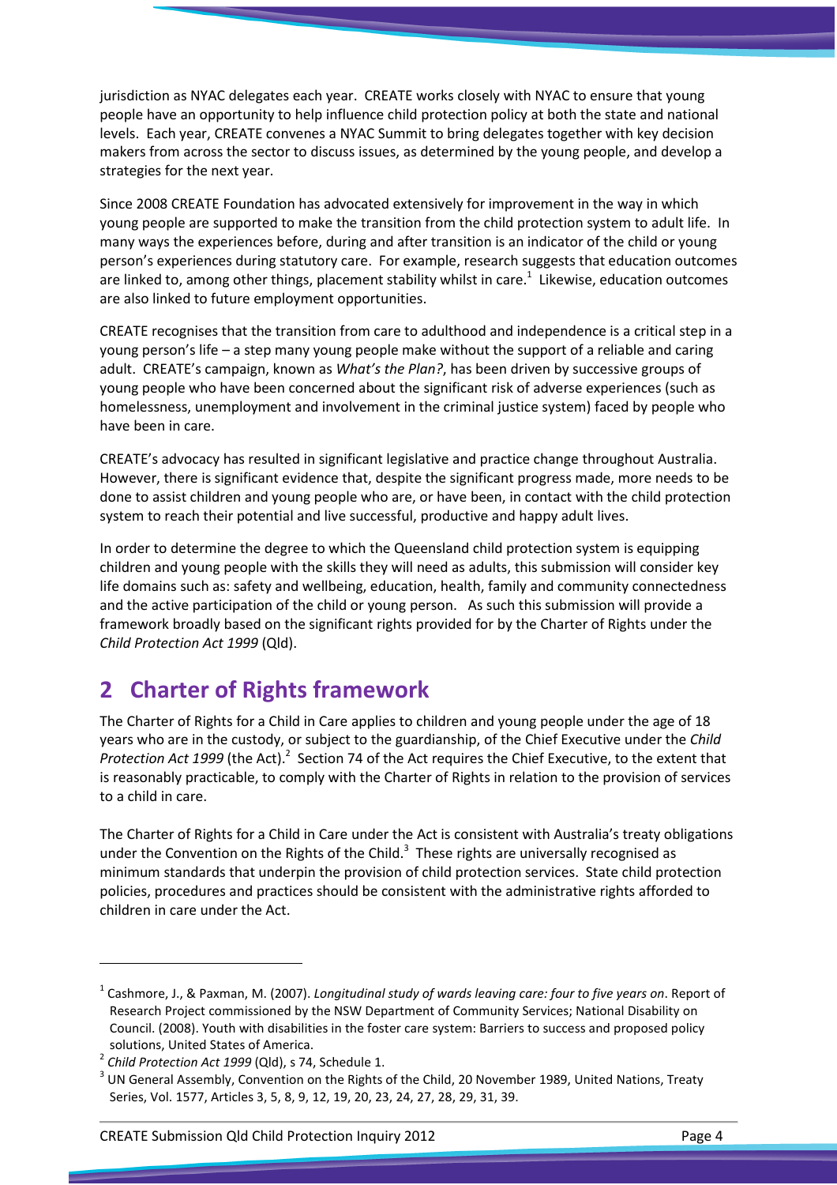jurisdiction as NYAC delegates each year. CREATE works closely with NYAC to ensure that young people have an opportunity to help influence child protection policy at both the state and national levels. Each year, CREATE convenes a NYAC Summit to bring delegates together with key decision makers from across the sector to discuss issues, as determined by the young people, and develop a strategies for the next year.

Since 2008 CREATE Foundation has advocated extensively for improvement in the way in which young people are supported to make the transition from the child protection system to adult life. In many ways the experiences before, during and after transition is an indicator of the child or young person's experiences during statutory care. For example, research suggests that education outcomes are linked to, among other things, placement stability whilst in care.[1] Likewise, education outcomes are also linked to future employment opportunities.

CREATE recognises that the transition from care to adulthood and independence is a critical step in a young person's life – a step many young people make without the support of a reliable and caring adult. CREATE's campaign, known as *What's the Plan?*, has been driven by successive groups of young people who have been concerned about the significant risk of adverse experiences (such as homelessness, unemployment and involvement in the criminal justice system) faced by people who have been in care.

CREATE's advocacy has resulted in significant legislative and practice change throughout Australia. However, there is significant evidence that, despite the significant progress made, more needs to be done to assist children and young people who are, or have been, in contact with the child protection system to reach their potential and live successful, productive and happy adult lives.

In order to determine the degree to which the Queensland child protection system is equipping children and young people with the skills they will need as adults, this submission will consider key life domains such as: safety and wellbeing, education, health, family and community connectedness and the active participation of the child or young person. As such this submission will provide a framework broadly based on the significant rights provided for by the Charter of Rights under the *Child Protection Act 1999* (Qld).

## 2 Charter of Rights framework

The Charter of Rights for a Child in Care applies to children and young people under the age of 18 years who are in the custody, or subject to the guardianship, of the Chief Executive under the *Child Protection Act 1999* (the Act).[2] Section 74 of the Act requires the Chief Executive, to the extent that is reasonably practicable, to comply with the Charter of Rights in relation to the provision of services to a child in care.

The Charter of Rights for a Child in Care under the Act is consistent with Australia's treaty obligations under the Convention on the Rights of the Child.[3] These rights are universally recognised as minimum standards that underpin the provision of child protection services. State child protection policies, procedures and practices should be consistent with the administrative rights afforded to children in care under the Act.

---

[1] Cashmore, J., & Paxman, M. (2007). *Longitudinal study of wards leaving care: four to five years on*. Report of Research Project commissioned by the NSW Department of Community Services; National Disability on Council. (2008). Youth with disabilities in the foster care system: Barriers to success and proposed policy solutions, United States of America.

[2] *Child Protection Act 1999* (Qld), s 74, Schedule 1.

[3] UN General Assembly, Convention on the Rights of the Child, 20 November 1989, United Nations, Treaty Series, Vol. 1577, Articles 3, 5, 8, 9, 12, 19, 20, 23, 24, 27, 28, 29, 31, 39.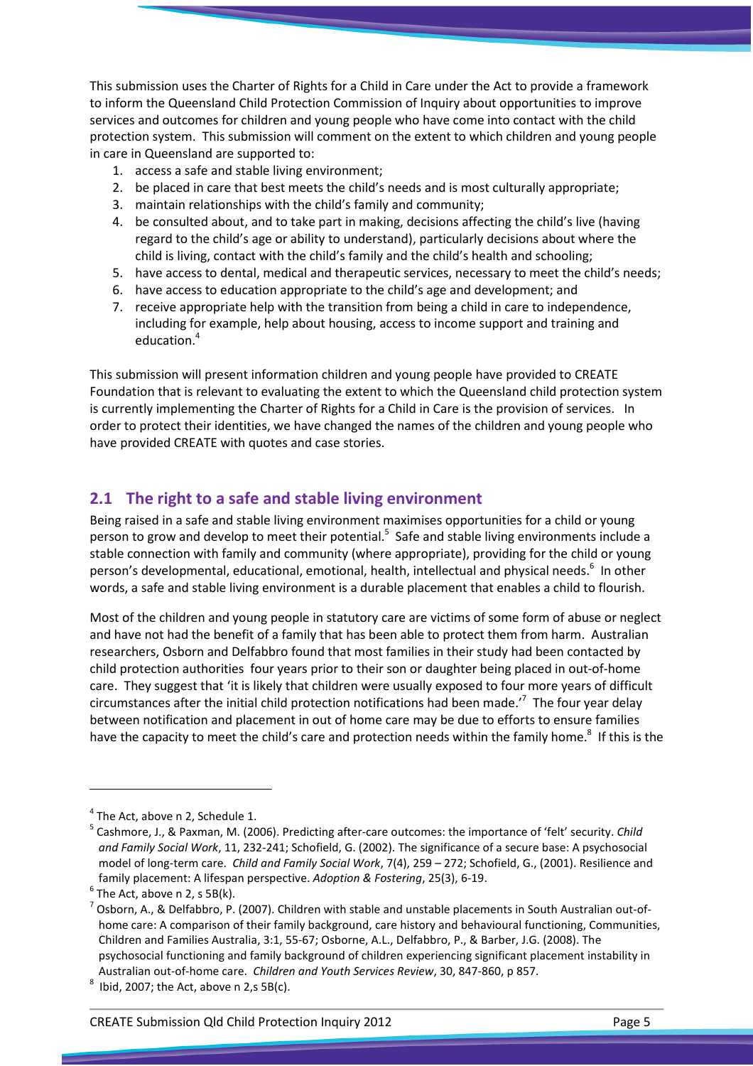This submission uses the Charter of Rights for a Child in Care under the Act to provide a framework to inform the Queensland Child Protection Commission of Inquiry about opportunities to improve services and outcomes for children and young people who have come into contact with the child protection system. This submission will comment on the extent to which children and young people in care in Queensland are supported to:

1. access a safe and stable living environment;
2. be placed in care that best meets the child's needs and is most culturally appropriate;
3. maintain relationships with the child's family and community;
4. be consulted about, and to take part in making, decisions affecting the child's live (having regard to the child's age or ability to understand), particularly decisions about where the child is living, contact with the child's family and the child's health and schooling;
5. have access to dental, medical and therapeutic services, necessary to meet the child's needs;
6. have access to education appropriate to the child's age and development; and
7. receive appropriate help with the transition from being a child in care to independence, including for example, help about housing, access to income support and training and education.[4]

This submission will present information children and young people have provided to CREATE Foundation that is relevant to evaluating the extent to which the Queensland child protection system is currently implementing the Charter of Rights for a Child in Care is the provision of services. In order to protect their identities, we have changed the names of the children and young people who have provided CREATE with quotes and case stories.

## 2.1 The right to a safe and stable living environment

Being raised in a safe and stable living environment maximises opportunities for a child or young person to grow and develop to meet their potential.[5] Safe and stable living environments include a stable connection with family and community (where appropriate), providing for the child or young person's developmental, educational, emotional, health, intellectual and physical needs.[6] In other words, a safe and stable living environment is a durable placement that enables a child to flourish.

Most of the children and young people in statutory care are victims of some form of abuse or neglect and have not had the benefit of a family that has been able to protect them from harm. Australian researchers, Osborn and Delfabbro found that most families in their study had been contacted by child protection authorities four years prior to their son or daughter being placed in out-of-home care. They suggest that 'it is likely that children were usually exposed to four more years of difficult circumstances after the initial child protection notifications had been made.'[7] The four year delay between notification and placement in out of home care may be due to efforts to ensure families have the capacity to meet the child's care and protection needs within the family home.[8] If this is the

---

[4] The Act, above n 2, Schedule 1.

[5] Cashmore, J., & Paxman, M. (2006). Predicting after-care outcomes: the importance of 'felt' security. *Child and Family Social Work*, 11, 232-241; Schofield, G. (2002). The significance of a secure base: A psychosocial model of long-term care. *Child and Family Social Work*, 7(4), 259 – 272; Schofield, G., (2001). Resilience and family placement: A lifespan perspective. *Adoption & Fostering*, 25(3), 6-19.

[6] The Act, above n 2, s 5B(k).

[7] Osborn, A., & Delfabbro, P. (2007). Children with stable and unstable placements in South Australian out-of-home care: A comparison of their family background, care history and behavioural functioning, Communities, Children and Families Australia, 3:1, 55-67; Osborne, A.L., Delfabbro, P., & Barber, J.G. (2008). The psychosocial functioning and family background of children experiencing significant placement instability in Australian out-of-home care. *Children and Youth Services Review*, 30, 847-860, p 857.

[8] Ibid, 2007; the Act, above n 2,s 5B(c).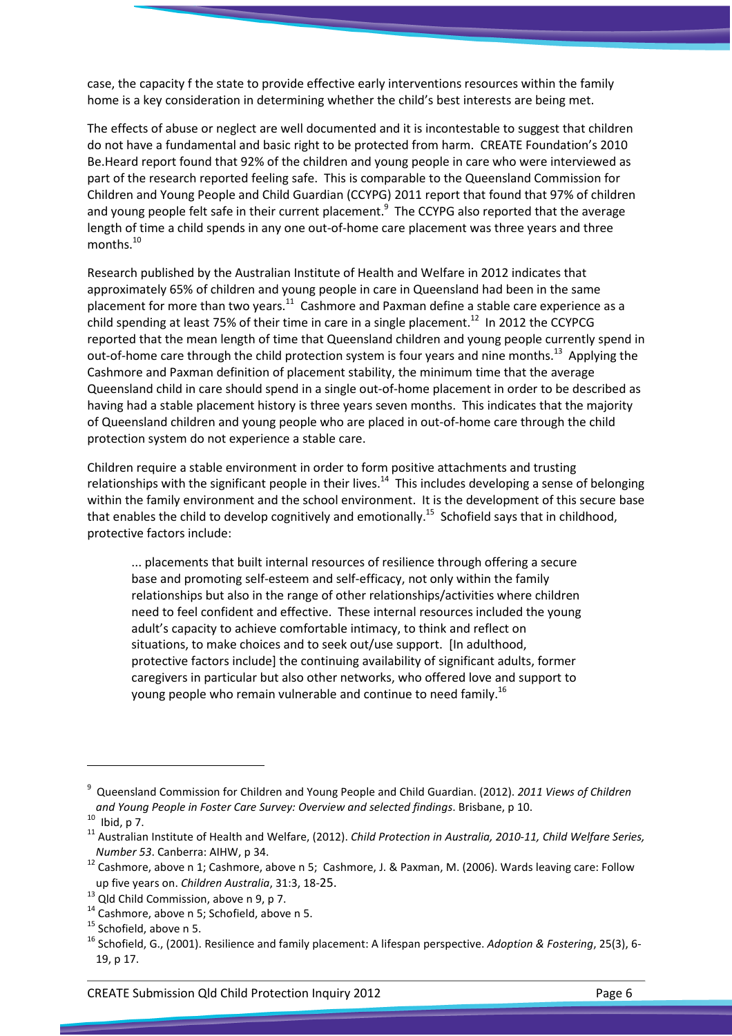case, the capacity f the state to provide effective early interventions resources within the family home is a key consideration in determining whether the child's best interests are being met.

The effects of abuse or neglect are well documented and it is incontestable to suggest that children do not have a fundamental and basic right to be protected from harm. CREATE Foundation's 2010 Be.Heard report found that 92% of the children and young people in care who were interviewed as part of the research reported feeling safe. This is comparable to the Queensland Commission for Children and Young People and Child Guardian (CCYPG) 2011 report that found that 97% of children and young people felt safe in their current placement.[9] The CCYPG also reported that the average length of time a child spends in any one out-of-home care placement was three years and three months.[10]

Research published by the Australian Institute of Health and Welfare in 2012 indicates that approximately 65% of children and young people in care in Queensland had been in the same placement for more than two years.[11] Cashmore and Paxman define a stable care experience as a child spending at least 75% of their time in care in a single placement.[12] In 2012 the CCYPCG reported that the mean length of time that Queensland children and young people currently spend in out-of-home care through the child protection system is four years and nine months.[13] Applying the Cashmore and Paxman definition of placement stability, the minimum time that the average Queensland child in care should spend in a single out-of-home placement in order to be described as having had a stable placement history is three years seven months. This indicates that the majority of Queensland children and young people who are placed in out-of-home care through the child protection system do not experience a stable care.

Children require a stable environment in order to form positive attachments and trusting relationships with the significant people in their lives.[14] This includes developing a sense of belonging within the family environment and the school environment. It is the development of this secure base that enables the child to develop cognitively and emotionally.[15] Schofield says that in childhood, protective factors include:

> ... placements that built internal resources of resilience through offering a secure base and promoting self-esteem and self-efficacy, not only within the family relationships but also in the range of other relationships/activities where children need to feel confident and effective. These internal resources included the young adult's capacity to achieve comfortable intimacy, to think and reflect on situations, to make choices and to seek out/use support. [In adulthood, protective factors include] the continuing availability of significant adults, former caregivers in particular but also other networks, who offered love and support to young people who remain vulnerable and continue to need family.[16]

---

[9] Queensland Commission for Children and Young People and Child Guardian. (2012). *2011 Views of Children and Young People in Foster Care Survey: Overview and selected findings*. Brisbane, p 10.

[10] Ibid, p 7.

[11] Australian Institute of Health and Welfare, (2012). *Child Protection in Australia, 2010-11, Child Welfare Series, Number 53*. Canberra: AIHW, p 34.

[12] Cashmore, above n 1; Cashmore, above n 5; Cashmore, J. & Paxman, M. (2006). Wards leaving care: Follow up five years on. *Children Australia*, 31:3, 18-25.

[13] Qld Child Commission, above n 9, p 7.

[14] Cashmore, above n 5; Schofield, above n 5.

[15] Schofield, above n 5.

[16] Schofield, G., (2001). Resilience and family placement: A lifespan perspective. *Adoption & Fostering*, 25(3), 6-19, p 17.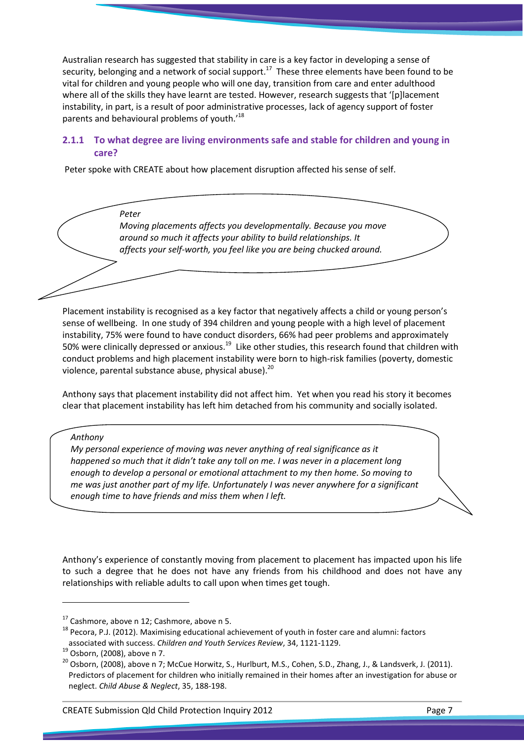Australian research has suggested that stability in care is a key factor in developing a sense of security, belonging and a network of social support.[17] These three elements have been found to be vital for children and young people who will one day, transition from care and enter adulthood where all of the skills they have learnt are tested. However, research suggests that '[p]lacement instability, in part, is a result of poor administrative processes, lack of agency support of foster parents and behavioural problems of youth.'[18]

### 2.1.1 To what degree are living environments safe and stable for children and young in care?

Peter spoke with CREATE about how placement disruption affected his sense of self.

> *Peter*
> *Moving placements affects you developmentally. Because you move around so much it affects your ability to build relationships. It affects your self-worth, you feel like you are being chucked around.*

Placement instability is recognised as a key factor that negatively affects a child or young person's sense of wellbeing. In one study of 394 children and young people with a high level of placement instability, 75% were found to have conduct disorders, 66% had peer problems and approximately 50% were clinically depressed or anxious.[19] Like other studies, this research found that children with conduct problems and high placement instability were born to high-risk families (poverty, domestic violence, parental substance abuse, physical abuse).[20]

Anthony says that placement instability did not affect him. Yet when you read his story it becomes clear that placement instability has left him detached from his community and socially isolated.

> *Anthony*
> *My personal experience of moving was never anything of real significance as it happened so much that it didn't take any toll on me. I was never in a placement long enough to develop a personal or emotional attachment to my then home. So moving to me was just another part of my life. Unfortunately I was never anywhere for a significant enough time to have friends and miss them when I left.*

Anthony's experience of constantly moving from placement to placement has impacted upon his life to such a degree that he does not have any friends from his childhood and does not have any relationships with reliable adults to call upon when times get tough.

---

[17] Cashmore, above n 12; Cashmore, above n 5.

[18] Pecora, P.J. (2012). Maximising educational achievement of youth in foster care and alumni: factors associated with success. *Children and Youth Services Review*, 34, 1121-1129.

[19] Osborn, (2008), above n 7.

[20] Osborn, (2008), above n 7; McCue Horwitz, S., Hurlburt, M.S., Cohen, S.D., Zhang, J., & Landsverk, J. (2011). Predictors of placement for children who initially remained in their homes after an investigation for abuse or neglect. *Child Abuse & Neglect*, 35, 188-198.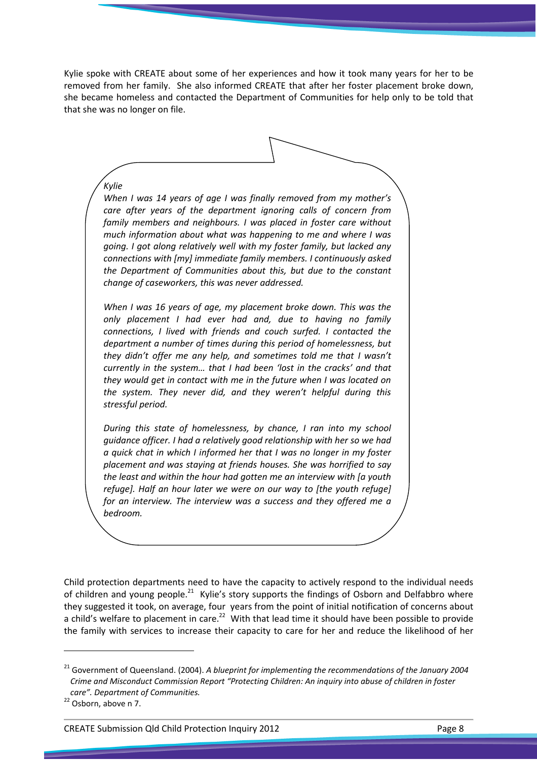Kylie spoke with CREATE about some of her experiences and how it took many years for her to be removed from her family. She also informed CREATE that after her foster placement broke down, she became homeless and contacted the Department of Communities for help only to be told that that she was no longer on file.

> *Kylie*
>
> *When I was 14 years of age I was finally removed from my mother's care after years of the department ignoring calls of concern from family members and neighbours. I was placed in foster care without much information about what was happening to me and where I was going. I got along relatively well with my foster family, but lacked any connections with [my] immediate family members. I continuously asked the Department of Communities about this, but due to the constant change of caseworkers, this was never addressed.*
>
> *When I was 16 years of age, my placement broke down. This was the only placement I had ever had and, due to having no family connections, I lived with friends and couch surfed. I contacted the department a number of times during this period of homelessness, but they didn't offer me any help, and sometimes told me that I wasn't currently in the system… that I had been 'lost in the cracks' and that they would get in contact with me in the future when I was located on the system. They never did, and they weren't helpful during this stressful period.*
>
> *During this state of homelessness, by chance, I ran into my school guidance officer. I had a relatively good relationship with her so we had a quick chat in which I informed her that I was no longer in my foster placement and was staying at friends houses. She was horrified to say the least and within the hour had gotten me an interview with [a youth refuge]. Half an hour later we were on our way to [the youth refuge] for an interview. The interview was a success and they offered me a bedroom.*

Child protection departments need to have the capacity to actively respond to the individual needs of children and young people.[21] Kylie's story supports the findings of Osborn and Delfabbro where they suggested it took, on average, four years from the point of initial notification of concerns about a child's welfare to placement in care.[22] With that lead time it should have been possible to provide the family with services to increase their capacity to care for her and reduce the likelihood of her

---

[21] Government of Queensland. (2004). *A blueprint for implementing the recommendations of the January 2004 Crime and Misconduct Commission Report "Protecting Children: An inquiry into abuse of children in foster care". Department of Communities.*

[22] Osborn, above n 7.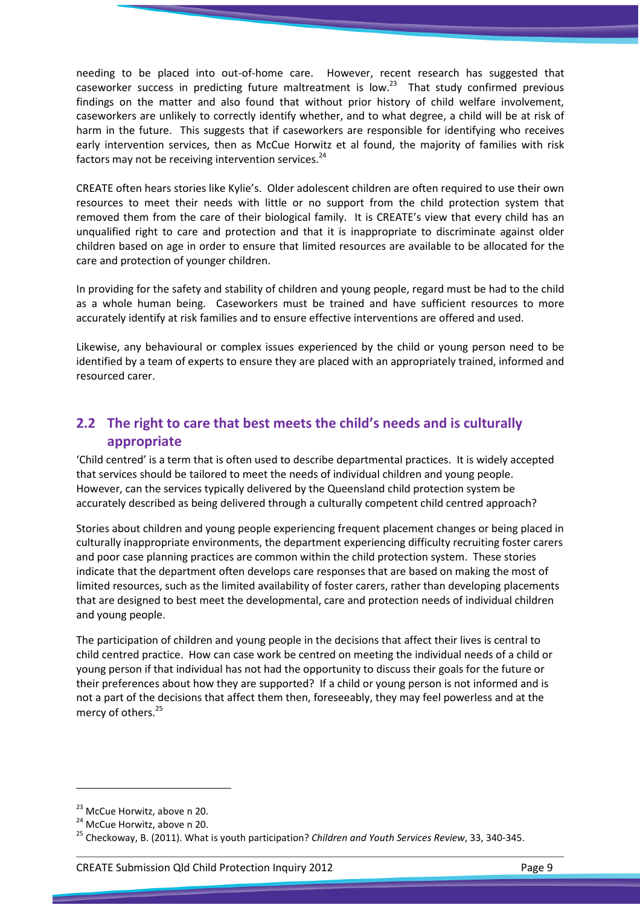needing to be placed into out-of-home care. However, recent research has suggested that caseworker success in predicting future maltreatment is low.[23] That study confirmed previous findings on the matter and also found that without prior history of child welfare involvement, caseworkers are unlikely to correctly identify whether, and to what degree, a child will be at risk of harm in the future. This suggests that if caseworkers are responsible for identifying who receives early intervention services, then as McCue Horwitz et al found, the majority of families with risk factors may not be receiving intervention services.[24]

CREATE often hears stories like Kylie's. Older adolescent children are often required to use their own resources to meet their needs with little or no support from the child protection system that removed them from the care of their biological family. It is CREATE's view that every child has an unqualified right to care and protection and that it is inappropriate to discriminate against older children based on age in order to ensure that limited resources are available to be allocated for the care and protection of younger children.

In providing for the safety and stability of children and young people, regard must be had to the child as a whole human being. Caseworkers must be trained and have sufficient resources to more accurately identify at risk families and to ensure effective interventions are offered and used.

Likewise, any behavioural or complex issues experienced by the child or young person need to be identified by a team of experts to ensure they are placed with an appropriately trained, informed and resourced carer.

## 2.2 The right to care that best meets the child's needs and is culturally appropriate

'Child centred' is a term that is often used to describe departmental practices. It is widely accepted that services should be tailored to meet the needs of individual children and young people. However, can the services typically delivered by the Queensland child protection system be accurately described as being delivered through a culturally competent child centred approach?

Stories about children and young people experiencing frequent placement changes or being placed in culturally inappropriate environments, the department experiencing difficulty recruiting foster carers and poor case planning practices are common within the child protection system. These stories indicate that the department often develops care responses that are based on making the most of limited resources, such as the limited availability of foster carers, rather than developing placements that are designed to best meet the developmental, care and protection needs of individual children and young people.

The participation of children and young people in the decisions that affect their lives is central to child centred practice. How can case work be centred on meeting the individual needs of a child or young person if that individual has not had the opportunity to discuss their goals for the future or their preferences about how they are supported? If a child or young person is not informed and is not a part of the decisions that affect them then, foreseeably, they may feel powerless and at the mercy of others.[25]

---

[23] McCue Horwitz, above n 20.

[24] McCue Horwitz, above n 20.

[25] Checkoway, B. (2011). What is youth participation? *Children and Youth Services Review*, 33, 340-345.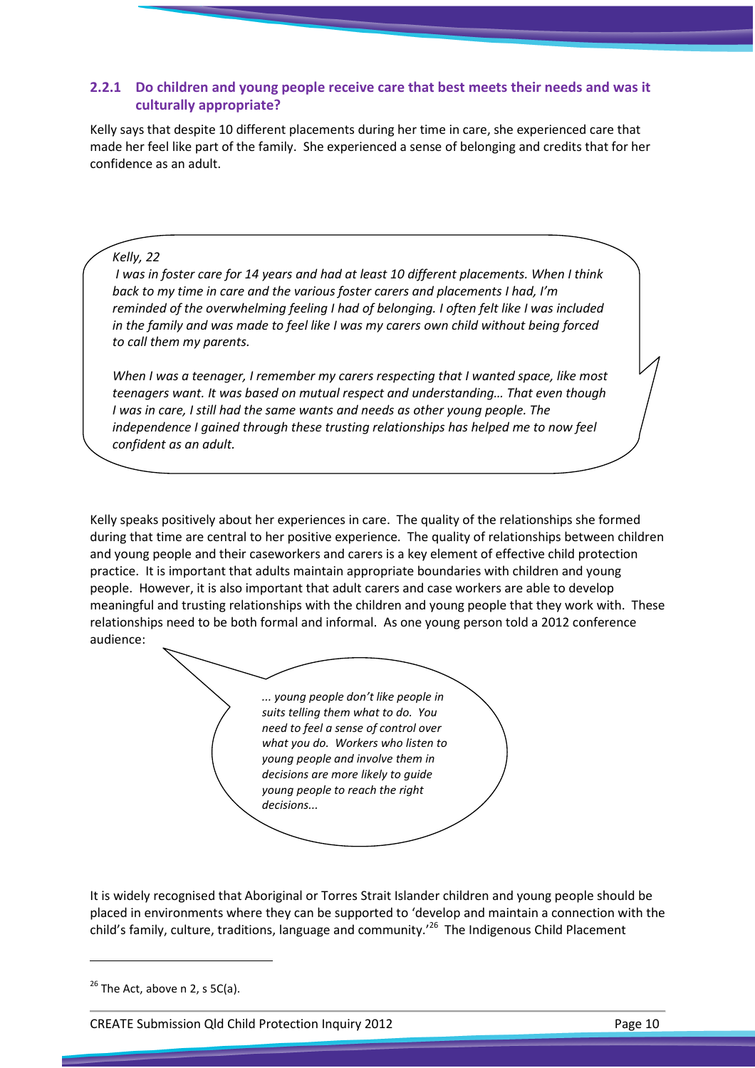### 2.2.1 Do children and young people receive care that best meets their needs and was it culturally appropriate?

Kelly says that despite 10 different placements during her time in care, she experienced care that made her feel like part of the family. She experienced a sense of belonging and credits that for her confidence as an adult.

> *Kelly, 22*
>
> *I was in foster care for 14 years and had at least 10 different placements. When I think back to my time in care and the various foster carers and placements I had, I'm reminded of the overwhelming feeling I had of belonging. I often felt like I was included in the family and was made to feel like I was my carers own child without being forced to call them my parents.*
>
> *When I was a teenager, I remember my carers respecting that I wanted space, like most teenagers want. It was based on mutual respect and understanding… That even though I was in care, I still had the same wants and needs as other young people. The independence I gained through these trusting relationships has helped me to now feel confident as an adult.*

Kelly speaks positively about her experiences in care. The quality of the relationships she formed during that time are central to her positive experience. The quality of relationships between children and young people and their caseworkers and carers is a key element of effective child protection practice. It is important that adults maintain appropriate boundaries with children and young people. However, it is also important that adult carers and case workers are able to develop meaningful and trusting relationships with the children and young people that they work with. These relationships need to be both formal and informal. As one young person told a 2012 conference audience:

> *... young people don't like people in suits telling them what to do. You need to feel a sense of control over what you do. Workers who listen to young people and involve them in decisions are more likely to guide young people to reach the right decisions...*

It is widely recognised that Aboriginal or Torres Strait Islander children and young people should be placed in environments where they can be supported to 'develop and maintain a connection with the child's family, culture, traditions, language and community.'[26] The Indigenous Child Placement

[26] The Act, above n 2, s 5C(a).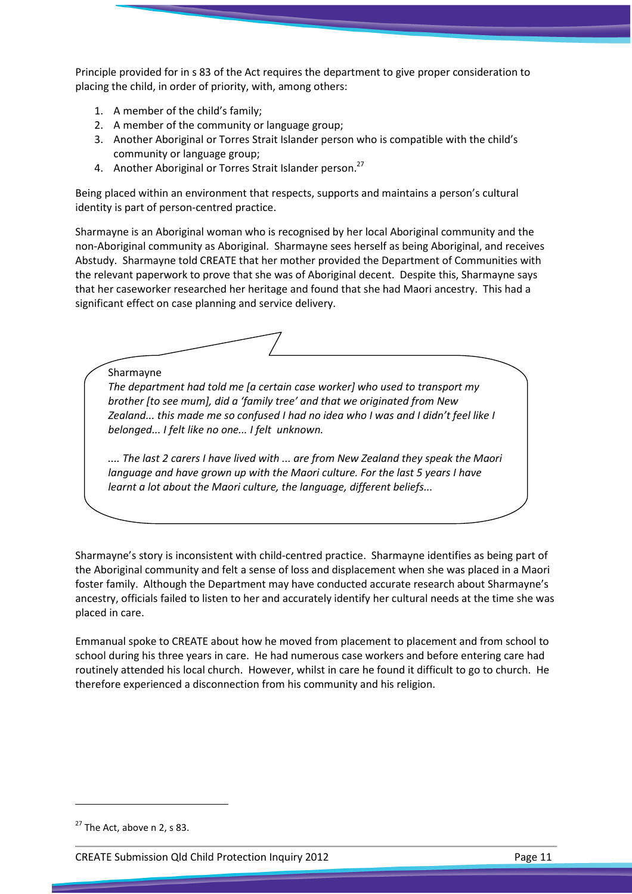Principle provided for in s 83 of the Act requires the department to give proper consideration to placing the child, in order of priority, with, among others:

1. A member of the child's family;
2. A member of the community or language group;
3. Another Aboriginal or Torres Strait Islander person who is compatible with the child's community or language group;
4. Another Aboriginal or Torres Strait Islander person.[27]

Being placed within an environment that respects, supports and maintains a person's cultural identity is part of person-centred practice.

Sharmayne is an Aboriginal woman who is recognised by her local Aboriginal community and the non-Aboriginal community as Aboriginal. Sharmayne sees herself as being Aboriginal, and receives Abstudy. Sharmayne told CREATE that her mother provided the Department of Communities with the relevant paperwork to prove that she was of Aboriginal decent. Despite this, Sharmayne says that her caseworker researched her heritage and found that she had Maori ancestry. This had a significant effect on case planning and service delivery.

> Sharmayne
>
> *The department had told me [a certain case worker] who used to transport my brother [to see mum], did a 'family tree' and that we originated from New Zealand... this made me so confused I had no idea who I was and I didn't feel like I belonged... I felt like no one... I felt unknown.*
>
> *.... The last 2 carers I have lived with ... are from New Zealand they speak the Maori language and have grown up with the Maori culture. For the last 5 years I have learnt a lot about the Maori culture, the language, different beliefs...*

Sharmayne's story is inconsistent with child-centred practice. Sharmayne identifies as being part of the Aboriginal community and felt a sense of loss and displacement when she was placed in a Maori foster family. Although the Department may have conducted accurate research about Sharmayne's ancestry, officials failed to listen to her and accurately identify her cultural needs at the time she was placed in care.

Emmanual spoke to CREATE about how he moved from placement to placement and from school to school during his three years in care. He had numerous case workers and before entering care had routinely attended his local church. However, whilst in care he found it difficult to go to church. He therefore experienced a disconnection from his community and his religion.

---

[27] The Act, above n 2, s 83.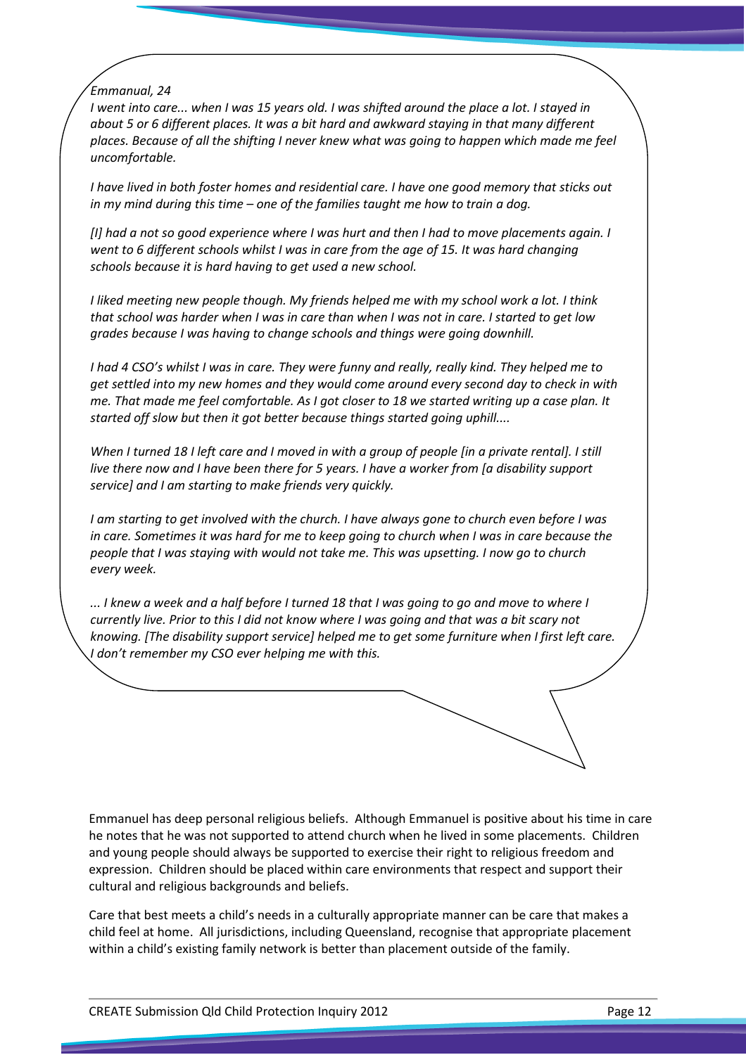*Emmanual, 24*

*I went into care... when I was 15 years old. I was shifted around the place a lot. I stayed in about 5 or 6 different places. It was a bit hard and awkward staying in that many different places. Because of all the shifting I never knew what was going to happen which made me feel uncomfortable.*

*I have lived in both foster homes and residential care. I have one good memory that sticks out in my mind during this time – one of the families taught me how to train a dog.*

*[I] had a not so good experience where I was hurt and then I had to move placements again. I went to 6 different schools whilst I was in care from the age of 15. It was hard changing schools because it is hard having to get used a new school.*

*I liked meeting new people though. My friends helped me with my school work a lot. I think that school was harder when I was in care than when I was not in care. I started to get low grades because I was having to change schools and things were going downhill.*

*I had 4 CSO's whilst I was in care. They were funny and really, really kind. They helped me to get settled into my new homes and they would come around every second day to check in with me. That made me feel comfortable. As I got closer to 18 we started writing up a case plan. It started off slow but then it got better because things started going uphill....*

*When I turned 18 I left care and I moved in with a group of people [in a private rental]. I still live there now and I have been there for 5 years. I have a worker from [a disability support service] and I am starting to make friends very quickly.*

*I am starting to get involved with the church. I have always gone to church even before I was in care. Sometimes it was hard for me to keep going to church when I was in care because the people that I was staying with would not take me. This was upsetting. I now go to church every week.*

*... I knew a week and a half before I turned 18 that I was going to go and move to where I currently live. Prior to this I did not know where I was going and that was a bit scary not knowing. [The disability support service] helped me to get some furniture when I first left care. I don't remember my CSO ever helping me with this.*

Emmanuel has deep personal religious beliefs. Although Emmanuel is positive about his time in care he notes that he was not supported to attend church when he lived in some placements. Children and young people should always be supported to exercise their right to religious freedom and expression. Children should be placed within care environments that respect and support their cultural and religious backgrounds and beliefs.

Care that best meets a child's needs in a culturally appropriate manner can be care that makes a child feel at home. All jurisdictions, including Queensland, recognise that appropriate placement within a child's existing family network is better than placement outside of the family.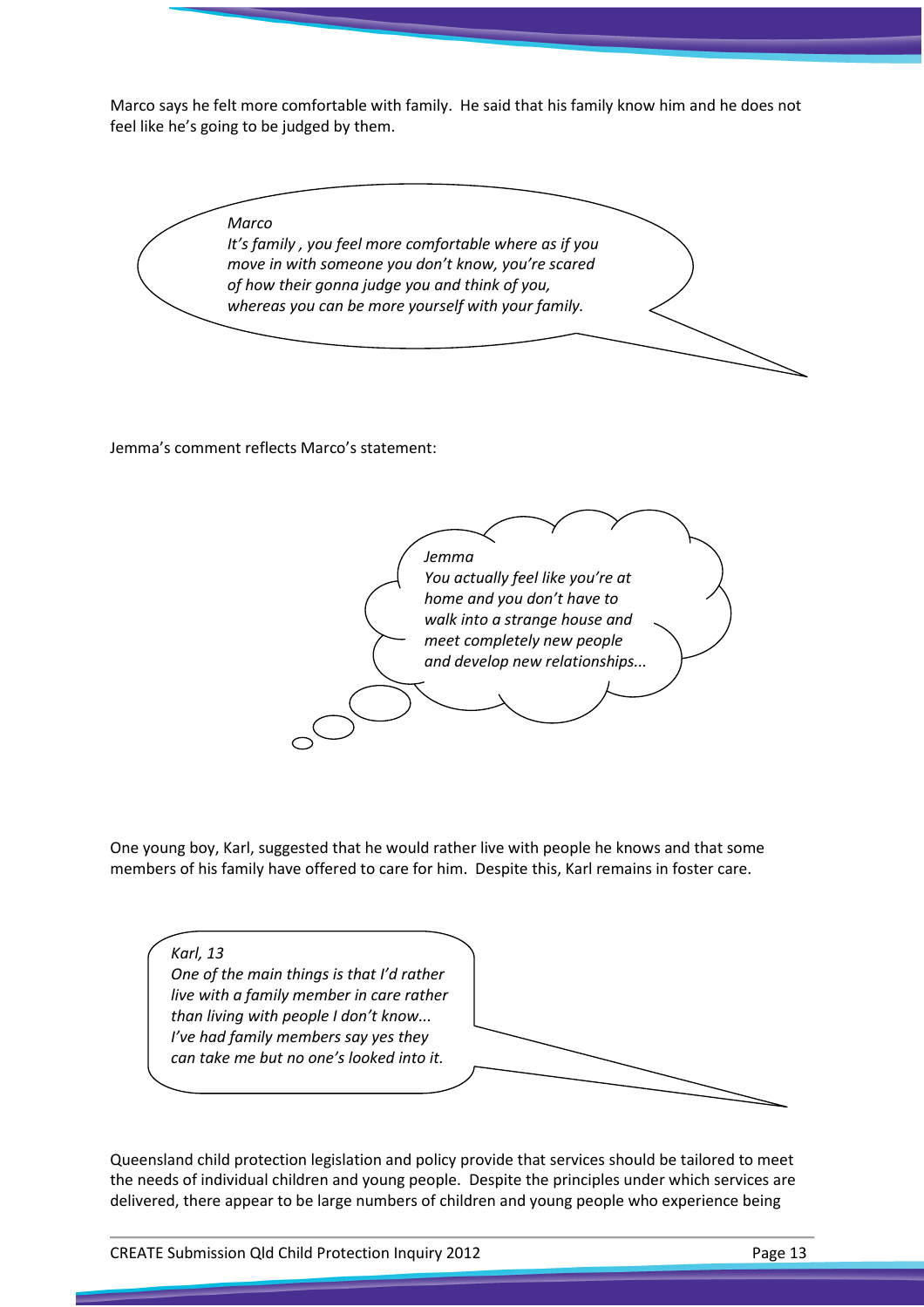Marco says he felt more comfortable with family. He said that his family know him and he does not feel like he's going to be judged by them.

> *Marco*
> *It's family , you feel more comfortable where as if you move in with someone you don't know, you're scared of how their gonna judge you and think of you, whereas you can be more yourself with your family.*

Jemma's comment reflects Marco's statement:

> *Jemma*
> *You actually feel like you're at home and you don't have to walk into a strange house and meet completely new people and develop new relationships...*

One young boy, Karl, suggested that he would rather live with people he knows and that some members of his family have offered to care for him. Despite this, Karl remains in foster care.

> *Karl, 13*
> *One of the main things is that I'd rather live with a family member in care rather than living with people I don't know... I've had family members say yes they can take me but no one's looked into it.*

Queensland child protection legislation and policy provide that services should be tailored to meet the needs of individual children and young people. Despite the principles under which services are delivered, there appear to be large numbers of children and young people who experience being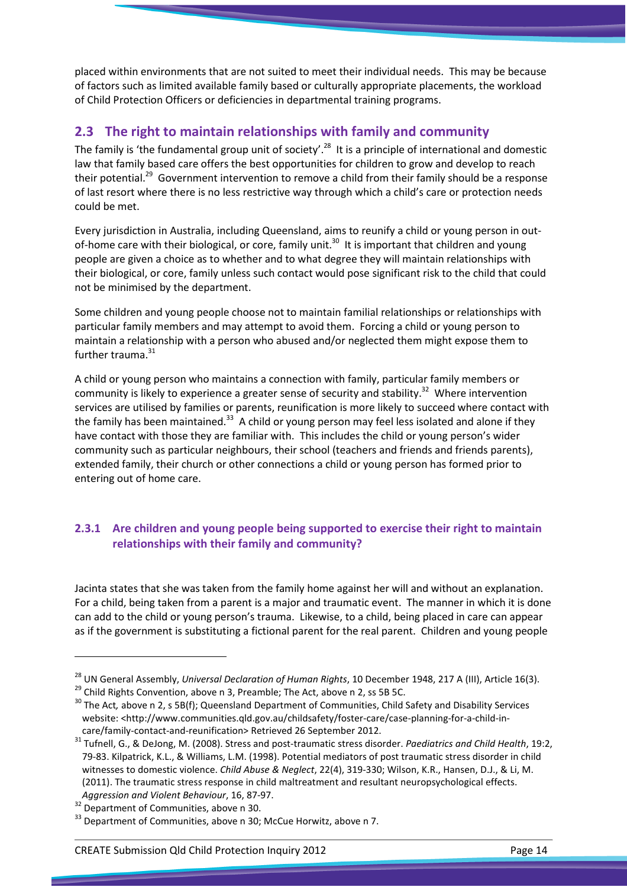placed within environments that are not suited to meet their individual needs. This may be because of factors such as limited available family based or culturally appropriate placements, the workload of Child Protection Officers or deficiencies in departmental training programs.

## 2.3 The right to maintain relationships with family and community

The family is 'the fundamental group unit of society'.[28] It is a principle of international and domestic law that family based care offers the best opportunities for children to grow and develop to reach their potential.[29] Government intervention to remove a child from their family should be a response of last resort where there is no less restrictive way through which a child's care or protection needs could be met.

Every jurisdiction in Australia, including Queensland, aims to reunify a child or young person in out-of-home care with their biological, or core, family unit.[30] It is important that children and young people are given a choice as to whether and to what degree they will maintain relationships with their biological, or core, family unless such contact would pose significant risk to the child that could not be minimised by the department.

Some children and young people choose not to maintain familial relationships or relationships with particular family members and may attempt to avoid them. Forcing a child or young person to maintain a relationship with a person who abused and/or neglected them might expose them to further trauma.[31]

A child or young person who maintains a connection with family, particular family members or community is likely to experience a greater sense of security and stability.[32] Where intervention services are utilised by families or parents, reunification is more likely to succeed where contact with the family has been maintained.[33] A child or young person may feel less isolated and alone if they have contact with those they are familiar with. This includes the child or young person's wider community such as particular neighbours, their school (teachers and friends and friends parents), extended family, their church or other connections a child or young person has formed prior to entering out of home care.

### 2.3.1 Are children and young people being supported to exercise their right to maintain relationships with their family and community?

Jacinta states that she was taken from the family home against her will and without an explanation. For a child, being taken from a parent is a major and traumatic event. The manner in which it is done can add to the child or young person's trauma. Likewise, to a child, being placed in care can appear as if the government is substituting a fictional parent for the real parent. Children and young people

---

[28] UN General Assembly, *Universal Declaration of Human Rights*, 10 December 1948, 217 A (III), Article 16(3).

[29] Child Rights Convention, above n 3, Preamble; The Act, above n 2, ss 5B 5C.

[30] The Act*,* above n 2, s 5B(f); Queensland Department of Communities, Child Safety and Disability Services website: <http://www.communities.qld.gov.au/childsafety/foster-care/case-planning-for-a-child-in-care/family-contact-and-reunification> Retrieved 26 September 2012.

[31] Tufnell, G., & DeJong, M. (2008). Stress and post-traumatic stress disorder. *Paediatrics and Child Health*, 19:2, 79-83. Kilpatrick, K.L., & Williams, L.M. (1998). Potential mediators of post traumatic stress disorder in child witnesses to domestic violence. *Child Abuse & Neglect*, 22(4), 319-330; Wilson, K.R., Hansen, D.J., & Li, M. (2011). The traumatic stress response in child maltreatment and resultant neuropsychological effects. *Aggression and Violent Behaviour*, 16, 87-97.

[32] Department of Communities, above n 30.

[33] Department of Communities, above n 30; McCue Horwitz, above n 7.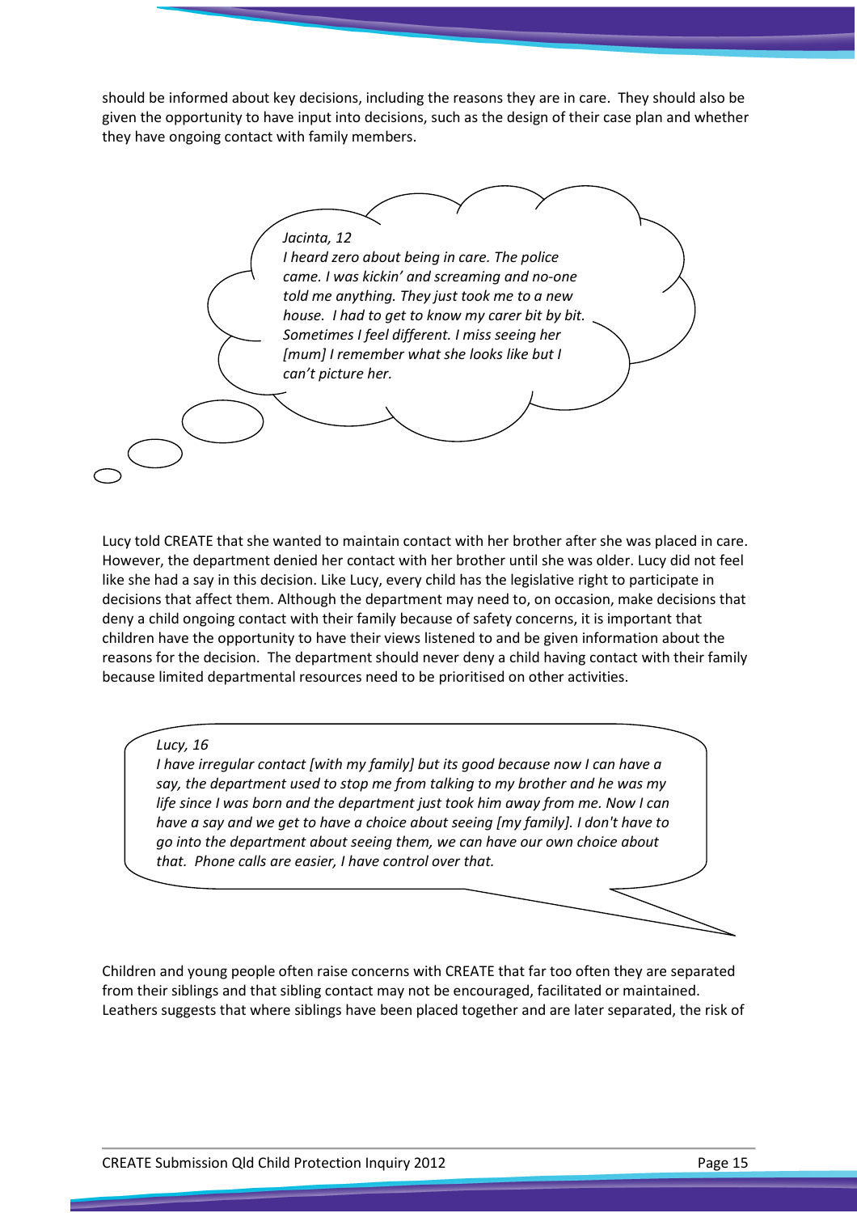should be informed about key decisions, including the reasons they are in care. They should also be given the opportunity to have input into decisions, such as the design of their case plan and whether they have ongoing contact with family members.

> *Jacinta, 12*
> *I heard zero about being in care. The police came. I was kickin' and screaming and no-one told me anything. They just took me to a new house. I had to get to know my carer bit by bit. Sometimes I feel different. I miss seeing her [mum] I remember what she looks like but I can't picture her.*

Lucy told CREATE that she wanted to maintain contact with her brother after she was placed in care. However, the department denied her contact with her brother until she was older. Lucy did not feel like she had a say in this decision. Like Lucy, every child has the legislative right to participate in decisions that affect them. Although the department may need to, on occasion, make decisions that deny a child ongoing contact with their family because of safety concerns, it is important that children have the opportunity to have their views listened to and be given information about the reasons for the decision. The department should never deny a child having contact with their family because limited departmental resources need to be prioritised on other activities.

> *Lucy, 16*
> *I have irregular contact [with my family] but its good because now I can have a say, the department used to stop me from talking to my brother and he was my life since I was born and the department just took him away from me. Now I can have a say and we get to have a choice about seeing [my family]. I don't have to go into the department about seeing them, we can have our own choice about that. Phone calls are easier, I have control over that.*

Children and young people often raise concerns with CREATE that far too often they are separated from their siblings and that sibling contact may not be encouraged, facilitated or maintained. Leathers suggests that where siblings have been placed together and are later separated, the risk of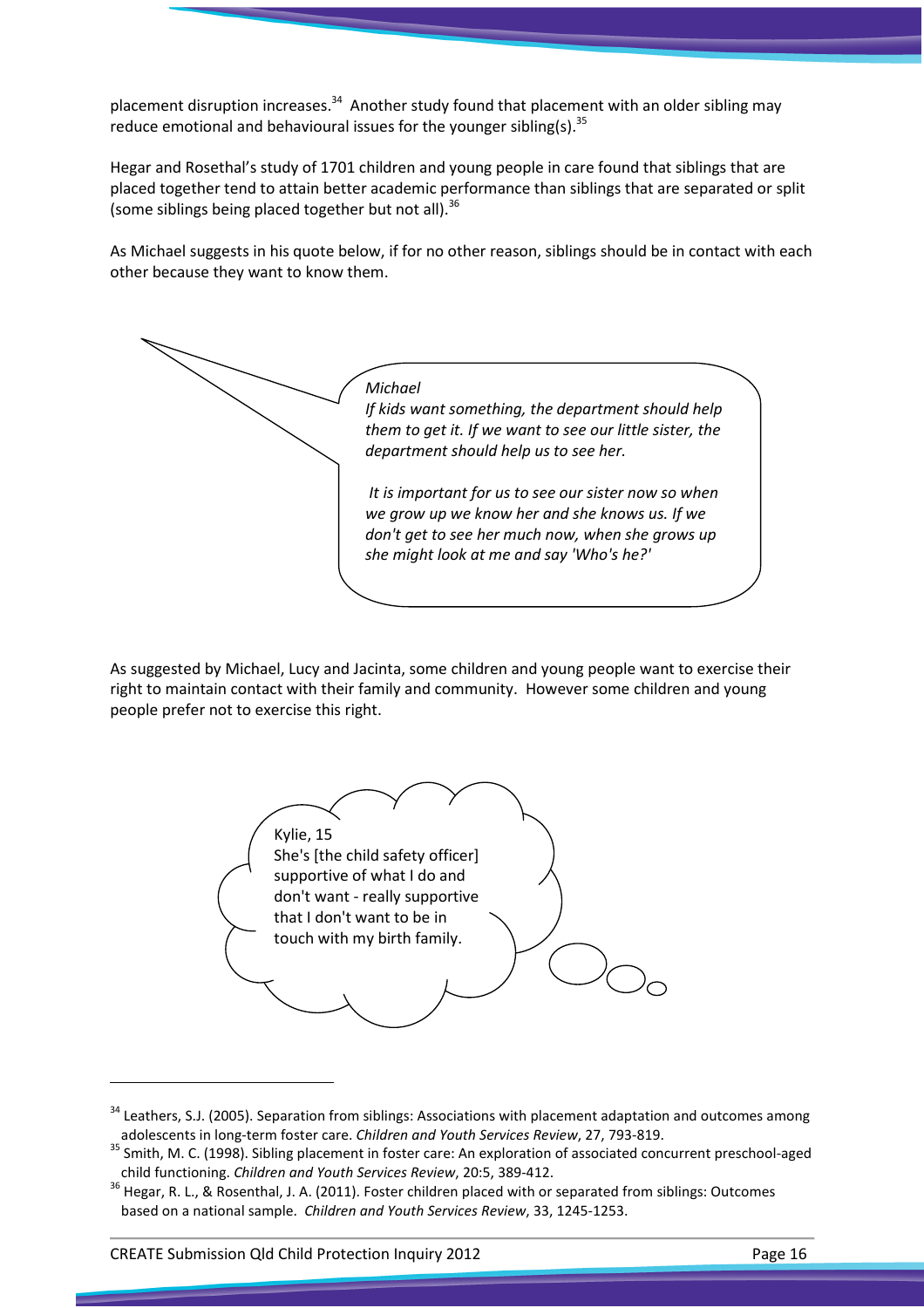placement disruption increases.[34] Another study found that placement with an older sibling may reduce emotional and behavioural issues for the younger sibling(s).[35]

Hegar and Rosethal's study of 1701 children and young people in care found that siblings that are placed together tend to attain better academic performance than siblings that are separated or split (some siblings being placed together but not all).[36]

As Michael suggests in his quote below, if for no other reason, siblings should be in contact with each other because they want to know them.

> *Michael*
>
> *If kids want something, the department should help them to get it. If we want to see our little sister, the department should help us to see her.*
>
> *It is important for us to see our sister now so when we grow up we know her and she knows us. If we don't get to see her much now, when she grows up she might look at me and say 'Who's he?'*

As suggested by Michael, Lucy and Jacinta, some children and young people want to exercise their right to maintain contact with their family and community. However some children and young people prefer not to exercise this right.

> Kylie, 15
>
> She's [the child safety officer] supportive of what I do and don't want - really supportive that I don't want to be in touch with my birth family.

---

[34] Leathers, S.J. (2005). Separation from siblings: Associations with placement adaptation and outcomes among adolescents in long-term foster care. *Children and Youth Services Review*, 27, 793-819.

[35] Smith, M. C. (1998). Sibling placement in foster care: An exploration of associated concurrent preschool-aged child functioning. *Children and Youth Services Review*, 20:5, 389-412.

[36] Hegar, R. L., & Rosenthal, J. A. (2011). Foster children placed with or separated from siblings: Outcomes based on a national sample. *Children and Youth Services Review*, 33, 1245-1253.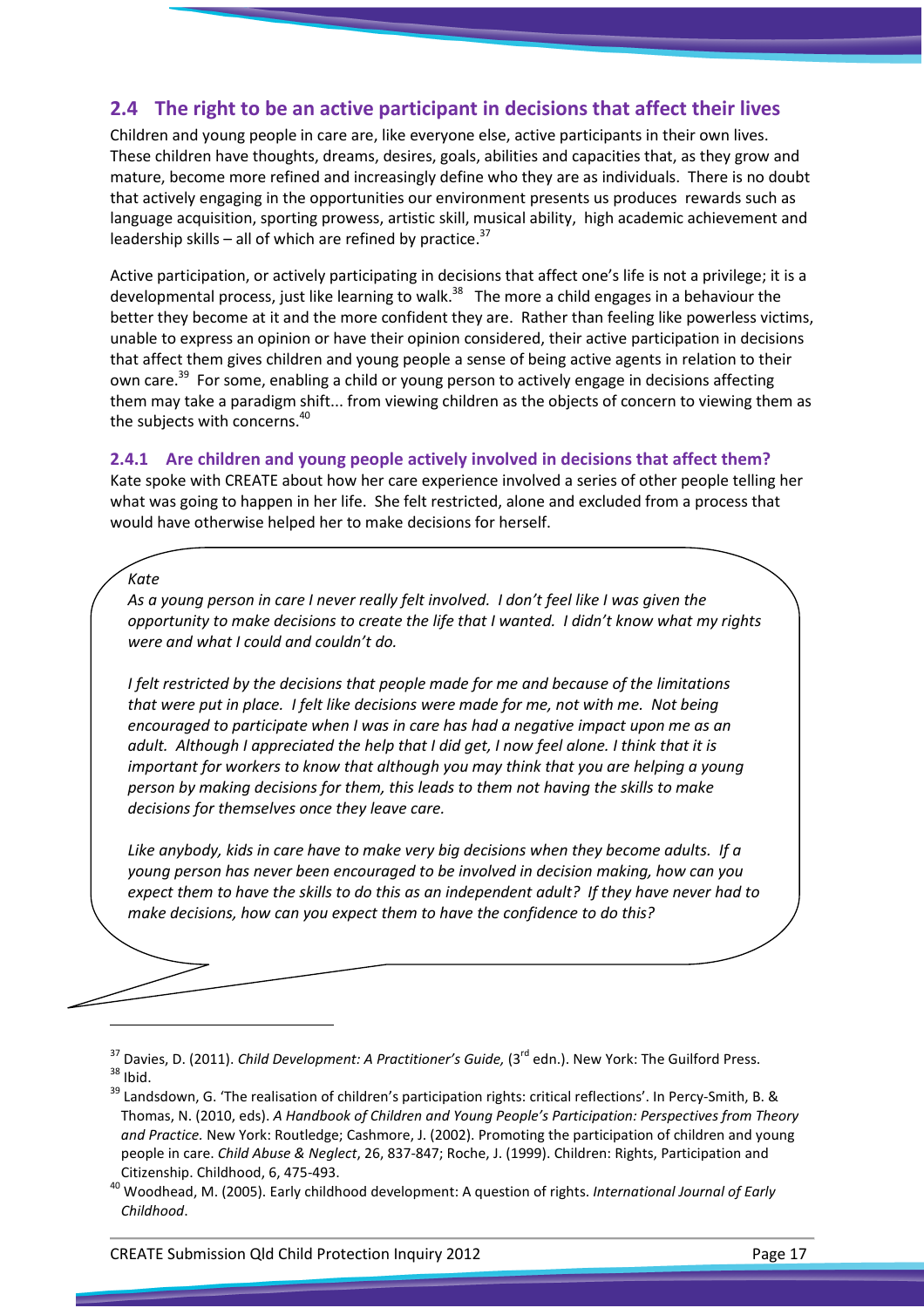## 2.4 The right to be an active participant in decisions that affect their lives

Children and young people in care are, like everyone else, active participants in their own lives. These children have thoughts, dreams, desires, goals, abilities and capacities that, as they grow and mature, become more refined and increasingly define who they are as individuals. There is no doubt that actively engaging in the opportunities our environment presents us produces rewards such as language acquisition, sporting prowess, artistic skill, musical ability, high academic achievement and leadership skills – all of which are refined by practice.[37]

Active participation, or actively participating in decisions that affect one's life is not a privilege; it is a developmental process, just like learning to walk.[38] The more a child engages in a behaviour the better they become at it and the more confident they are. Rather than feeling like powerless victims, unable to express an opinion or have their opinion considered, their active participation in decisions that affect them gives children and young people a sense of being active agents in relation to their own care.[39] For some, enabling a child or young person to actively engage in decisions affecting them may take a paradigm shift... from viewing children as the objects of concern to viewing them as the subjects with concerns.[40]

### 2.4.1 Are children and young people actively involved in decisions that affect them?

Kate spoke with CREATE about how her care experience involved a series of other people telling her what was going to happen in her life. She felt restricted, alone and excluded from a process that would have otherwise helped her to make decisions for herself.

*Kate*

*As a young person in care I never really felt involved. I don't feel like I was given the opportunity to make decisions to create the life that I wanted. I didn't know what my rights were and what I could and couldn't do.*

*I felt restricted by the decisions that people made for me and because of the limitations that were put in place. I felt like decisions were made for me, not with me. Not being encouraged to participate when I was in care has had a negative impact upon me as an adult. Although I appreciated the help that I did get, I now feel alone. I think that it is important for workers to know that although you may think that you are helping a young person by making decisions for them, this leads to them not having the skills to make decisions for themselves once they leave care.*

*Like anybody, kids in care have to make very big decisions when they become adults. If a young person has never been encouraged to be involved in decision making, how can you expect them to have the skills to do this as an independent adult? If they have never had to make decisions, how can you expect them to have the confidence to do this?*

---

[37] Davies, D. (2011). *Child Development: A Practitioner's Guide,* (3rd edn.). New York: The Guilford Press.

[38] Ibid.

[39] Landsdown, G. 'The realisation of children's participation rights: critical reflections'. In Percy-Smith, B. & Thomas, N. (2010, eds). *A Handbook of Children and Young People's Participation: Perspectives from Theory and Practice.* New York: Routledge; Cashmore, J. (2002). Promoting the participation of children and young people in care. *Child Abuse & Neglect*, 26, 837-847; Roche, J. (1999). Children: Rights, Participation and Citizenship. Childhood, 6, 475-493.

[40] Woodhead, M. (2005). Early childhood development: A question of rights. *International Journal of Early Childhood*.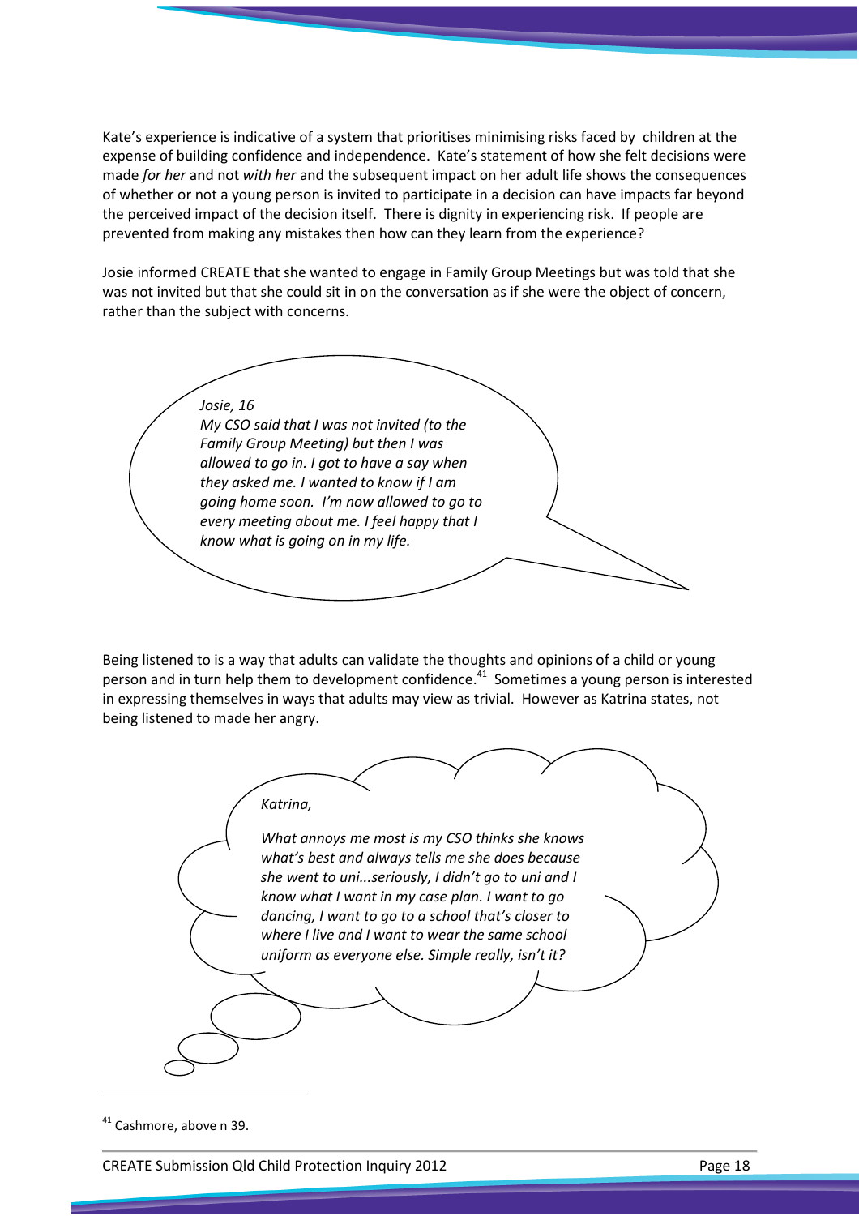Kate's experience is indicative of a system that prioritises minimising risks faced by children at the expense of building confidence and independence. Kate's statement of how she felt decisions were made *for her* and not *with her* and the subsequent impact on her adult life shows the consequences of whether or not a young person is invited to participate in a decision can have impacts far beyond the perceived impact of the decision itself. There is dignity in experiencing risk. If people are prevented from making any mistakes then how can they learn from the experience?

Josie informed CREATE that she wanted to engage in Family Group Meetings but was told that she was not invited but that she could sit in on the conversation as if she were the object of concern, rather than the subject with concerns.

> *Josie, 16*
> *My CSO said that I was not invited (to the Family Group Meeting) but then I was allowed to go in. I got to have a say when they asked me. I wanted to know if I am going home soon. I'm now allowed to go to every meeting about me. I feel happy that I know what is going on in my life.*

Being listened to is a way that adults can validate the thoughts and opinions of a child or young person and in turn help them to development confidence.[41] Sometimes a young person is interested in expressing themselves in ways that adults may view as trivial. However as Katrina states, not being listened to made her angry.

> *Katrina,*
>
> *What annoys me most is my CSO thinks she knows what's best and always tells me she does because she went to uni...seriously, I didn't go to uni and I know what I want in my case plan. I want to go dancing, I want to go to a school that's closer to where I live and I want to wear the same school uniform as everyone else. Simple really, isn't it?*

---

[41] Cashmore, above n 39.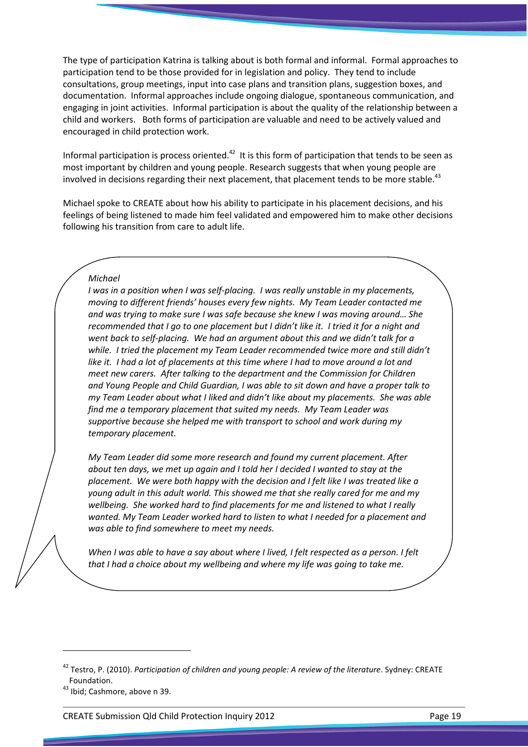The type of participation Katrina is talking about is both formal and informal. Formal approaches to participation tend to be those provided for in legislation and policy. They tend to include consultations, group meetings, input into case plans and transition plans, suggestion boxes, and documentation. Informal approaches include ongoing dialogue, spontaneous communication, and engaging in joint activities. Informal participation is about the quality of the relationship between a child and workers. Both forms of participation are valuable and need to be actively valued and encouraged in child protection work.

Informal participation is process oriented.[42] It is this form of participation that tends to be seen as most important by children and young people. Research suggests that when young people are involved in decisions regarding their next placement, that placement tends to be more stable.[43]

Michael spoke to CREATE about how his ability to participate in his placement decisions, and his feelings of being listened to made him feel validated and empowered him to make other decisions following his transition from care to adult life.

> *Michael*
>
> *I was in a position when I was self-placing. I was really unstable in my placements, moving to different friends' houses every few nights. My Team Leader contacted me and was trying to make sure I was safe because she knew I was moving around… She recommended that I go to one placement but I didn't like it. I tried it for a night and went back to self-placing. We had an argument about this and we didn't talk for a while. I tried the placement my Team Leader recommended twice more and still didn't like it. I had a lot of placements at this time where I had to move around a lot and meet new carers. After talking to the department and the Commission for Children and Young People and Child Guardian, I was able to sit down and have a proper talk to my Team Leader about what I liked and didn't like about my placements. She was able find me a temporary placement that suited my needs. My Team Leader was supportive because she helped me with transport to school and work during my temporary placement.*
>
> *My Team Leader did some more research and found my current placement. After about ten days, we met up again and I told her I decided I wanted to stay at the placement. We were both happy with the decision and I felt like I was treated like a young adult in this adult world. This showed me that she really cared for me and my wellbeing. She worked hard to find placements for me and listened to what I really wanted. My Team Leader worked hard to listen to what I needed for a placement and was able to find somewhere to meet my needs.*
>
> *When I was able to have a say about where I lived, I felt respected as a person. I felt that I had a choice about my wellbeing and where my life was going to take me.*

---

[42] Testro, P. (2010). *Participation of children and young people: A review of the literature*. Sydney: CREATE Foundation.

[43] Ibid; Cashmore, above n 39.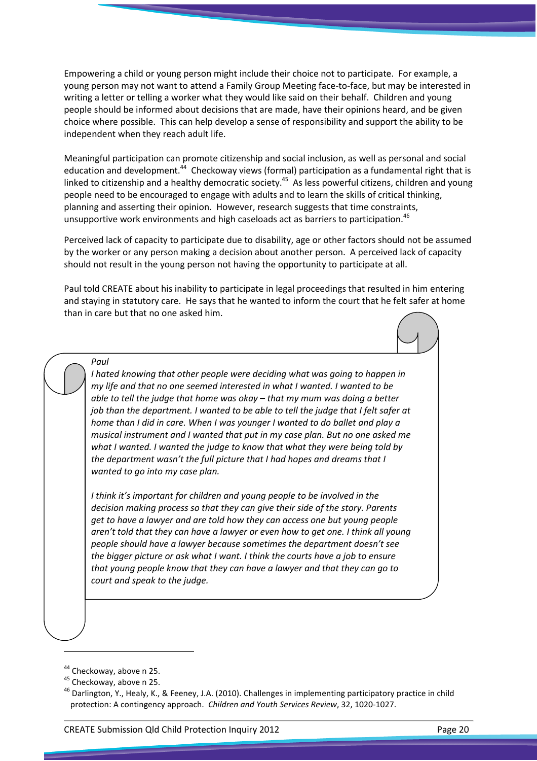Empowering a child or young person might include their choice not to participate. For example, a young person may not want to attend a Family Group Meeting face-to-face, but may be interested in writing a letter or telling a worker what they would like said on their behalf. Children and young people should be informed about decisions that are made, have their opinions heard, and be given choice where possible. This can help develop a sense of responsibility and support the ability to be independent when they reach adult life.

Meaningful participation can promote citizenship and social inclusion, as well as personal and social education and development.[44] Checkoway views (formal) participation as a fundamental right that is linked to citizenship and a healthy democratic society.[45] As less powerful citizens, children and young people need to be encouraged to engage with adults and to learn the skills of critical thinking, planning and asserting their opinion. However, research suggests that time constraints, unsupportive work environments and high caseloads act as barriers to participation.[46]

Perceived lack of capacity to participate due to disability, age or other factors should not be assumed by the worker or any person making a decision about another person. A perceived lack of capacity should not result in the young person not having the opportunity to participate at all.

Paul told CREATE about his inability to participate in legal proceedings that resulted in him entering and staying in statutory care. He says that he wanted to inform the court that he felt safer at home than in care but that no one asked him.

> *Paul*
>
> *I hated knowing that other people were deciding what was going to happen in my life and that no one seemed interested in what I wanted. I wanted to be able to tell the judge that home was okay – that my mum was doing a better job than the department. I wanted to be able to tell the judge that I felt safer at home than I did in care. When I was younger I wanted to do ballet and play a musical instrument and I wanted that put in my case plan. But no one asked me what I wanted. I wanted the judge to know that what they were being told by the department wasn't the full picture that I had hopes and dreams that I wanted to go into my case plan.*
>
> *I think it's important for children and young people to be involved in the decision making process so that they can give their side of the story. Parents get to have a lawyer and are told how they can access one but young people aren't told that they can have a lawyer or even how to get one. I think all young people should have a lawyer because sometimes the department doesn't see the bigger picture or ask what I want. I think the courts have a job to ensure that young people know that they can have a lawyer and that they can go to court and speak to the judge.*

---

[44] Checkoway, above n 25.

[45] Checkoway, above n 25.

[46] Darlington, Y., Healy, K., & Feeney, J.A. (2010). Challenges in implementing participatory practice in child protection: A contingency approach. *Children and Youth Services Review*, 32, 1020-1027.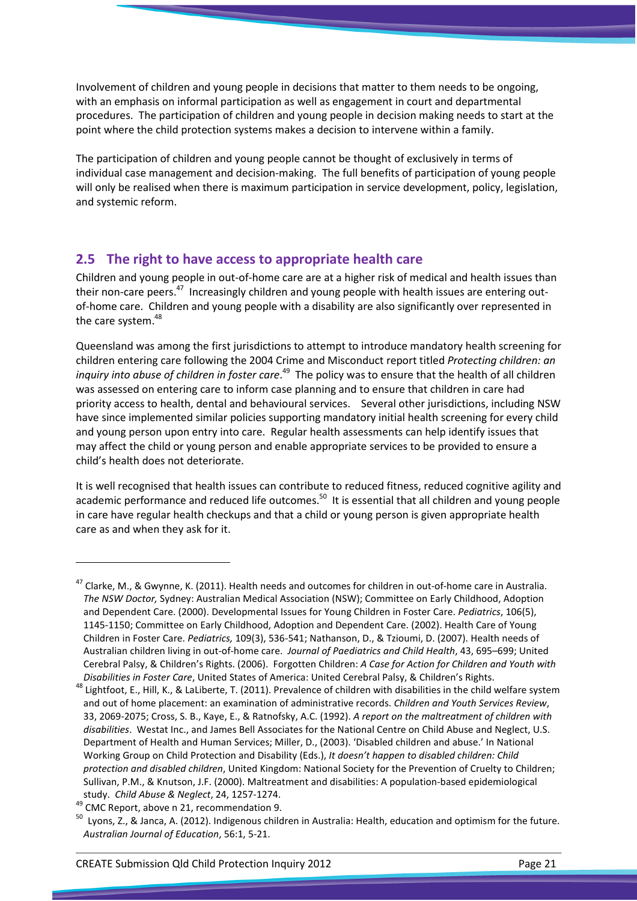Involvement of children and young people in decisions that matter to them needs to be ongoing, with an emphasis on informal participation as well as engagement in court and departmental procedures. The participation of children and young people in decision making needs to start at the point where the child protection systems makes a decision to intervene within a family.

The participation of children and young people cannot be thought of exclusively in terms of individual case management and decision-making. The full benefits of participation of young people will only be realised when there is maximum participation in service development, policy, legislation, and systemic reform.

## 2.5 The right to have access to appropriate health care

Children and young people in out-of-home care are at a higher risk of medical and health issues than their non-care peers.[47] Increasingly children and young people with health issues are entering out-of-home care. Children and young people with a disability are also significantly over represented in the care system.[48]

Queensland was among the first jurisdictions to attempt to introduce mandatory health screening for children entering care following the 2004 Crime and Misconduct report titled *Protecting children: an inquiry into abuse of children in foster care*.[49] The policy was to ensure that the health of all children was assessed on entering care to inform case planning and to ensure that children in care had priority access to health, dental and behavioural services. Several other jurisdictions, including NSW have since implemented similar policies supporting mandatory initial health screening for every child and young person upon entry into care. Regular health assessments can help identify issues that may affect the child or young person and enable appropriate services to be provided to ensure a child's health does not deteriorate.

It is well recognised that health issues can contribute to reduced fitness, reduced cognitive agility and academic performance and reduced life outcomes.[50] It is essential that all children and young people in care have regular health checkups and that a child or young person is given appropriate health care as and when they ask for it.

---

[47] Clarke, M., & Gwynne, K. (2011). Health needs and outcomes for children in out-of-home care in Australia. *The NSW Doctor,* Sydney: Australian Medical Association (NSW); Committee on Early Childhood, Adoption and Dependent Care. (2000). Developmental Issues for Young Children in Foster Care. *Pediatrics*, 106(5), 1145-1150; Committee on Early Childhood, Adoption and Dependent Care. (2002). Health Care of Young Children in Foster Care. *Pediatrics,* 109(3), 536-541; Nathanson, D., & Tzioumi, D. (2007). Health needs of Australian children living in out-of-home care. *Journal of Paediatrics and Child Health*, 43, 695–699; United Cerebral Palsy, & Children's Rights. (2006). Forgotten Children: *A Case for Action for Children and Youth with Disabilities in Foster Care*, United States of America: United Cerebral Palsy, & Children's Rights.

[48] Lightfoot, E., Hill, K., & LaLiberte, T. (2011). Prevalence of children with disabilities in the child welfare system and out of home placement: an examination of administrative records. *Children and Youth Services Review*, 33, 2069-2075; Cross, S. B., Kaye, E., & Ratnofsky, A.C. (1992). *A report on the maltreatment of children with disabilities*. Westat Inc., and James Bell Associates for the National Centre on Child Abuse and Neglect, U.S. Department of Health and Human Services; Miller, D., (2003). 'Disabled children and abuse.' In National Working Group on Child Protection and Disability (Eds.), *It doesn't happen to disabled children: Child protection and disabled children*, United Kingdom: National Society for the Prevention of Cruelty to Children; Sullivan, P.M., & Knutson, J.F. (2000). Maltreatment and disabilities: A population-based epidemiological study. *Child Abuse & Neglect*, 24, 1257-1274.

[49] CMC Report, above n 21, recommendation 9.

[50] Lyons, Z., & Janca, A. (2012). Indigenous children in Australia: Health, education and optimism for the future. *Australian Journal of Education*, 56:1, 5-21.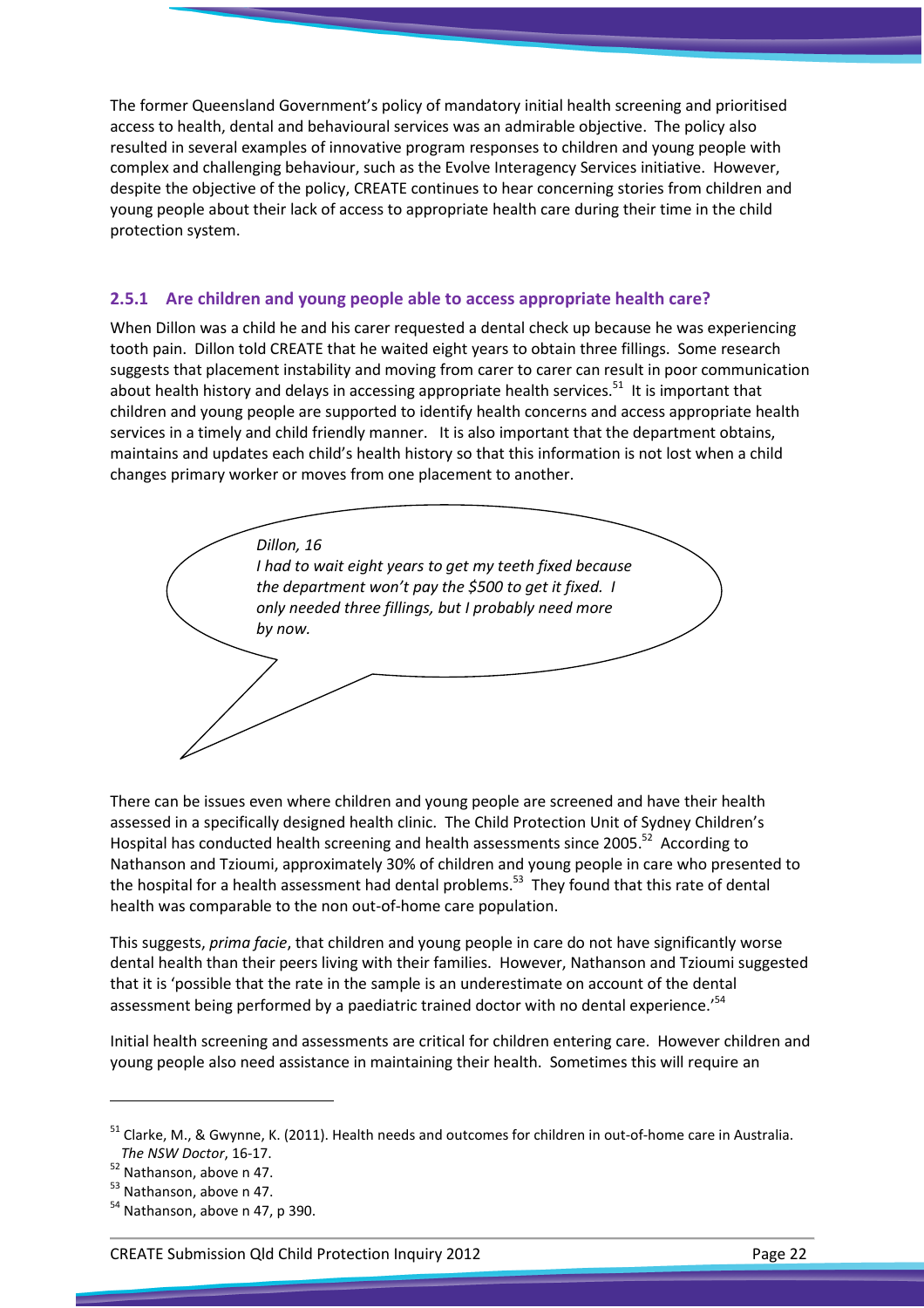The former Queensland Government's policy of mandatory initial health screening and prioritised access to health, dental and behavioural services was an admirable objective. The policy also resulted in several examples of innovative program responses to children and young people with complex and challenging behaviour, such as the Evolve Interagency Services initiative. However, despite the objective of the policy, CREATE continues to hear concerning stories from children and young people about their lack of access to appropriate health care during their time in the child protection system.

### 2.5.1 Are children and young people able to access appropriate health care?

When Dillon was a child he and his carer requested a dental check up because he was experiencing tooth pain. Dillon told CREATE that he waited eight years to obtain three fillings. Some research suggests that placement instability and moving from carer to carer can result in poor communication about health history and delays in accessing appropriate health services.[51] It is important that children and young people are supported to identify health concerns and access appropriate health services in a timely and child friendly manner. It is also important that the department obtains, maintains and updates each child's health history so that this information is not lost when a child changes primary worker or moves from one placement to another.

*Dillon, 16*
*I had to wait eight years to get my teeth fixed because the department won't pay the $500 to get it fixed. I only needed three fillings, but I probably need more by now.*

There can be issues even where children and young people are screened and have their health assessed in a specifically designed health clinic. The Child Protection Unit of Sydney Children's Hospital has conducted health screening and health assessments since 2005.[52] According to Nathanson and Tzioumi, approximately 30% of children and young people in care who presented to the hospital for a health assessment had dental problems.[53] They found that this rate of dental health was comparable to the non out-of-home care population.

This suggests, *prima facie*, that children and young people in care do not have significantly worse dental health than their peers living with their families. However, Nathanson and Tzioumi suggested that it is 'possible that the rate in the sample is an underestimate on account of the dental assessment being performed by a paediatric trained doctor with no dental experience.'[54]

Initial health screening and assessments are critical for children entering care. However children and young people also need assistance in maintaining their health. Sometimes this will require an

---

[51] Clarke, M., & Gwynne, K. (2011). Health needs and outcomes for children in out-of-home care in Australia. *The NSW Doctor*, 16-17.
[52] Nathanson, above n 47.
[53] Nathanson, above n 47.
[54] Nathanson, above n 47, p 390.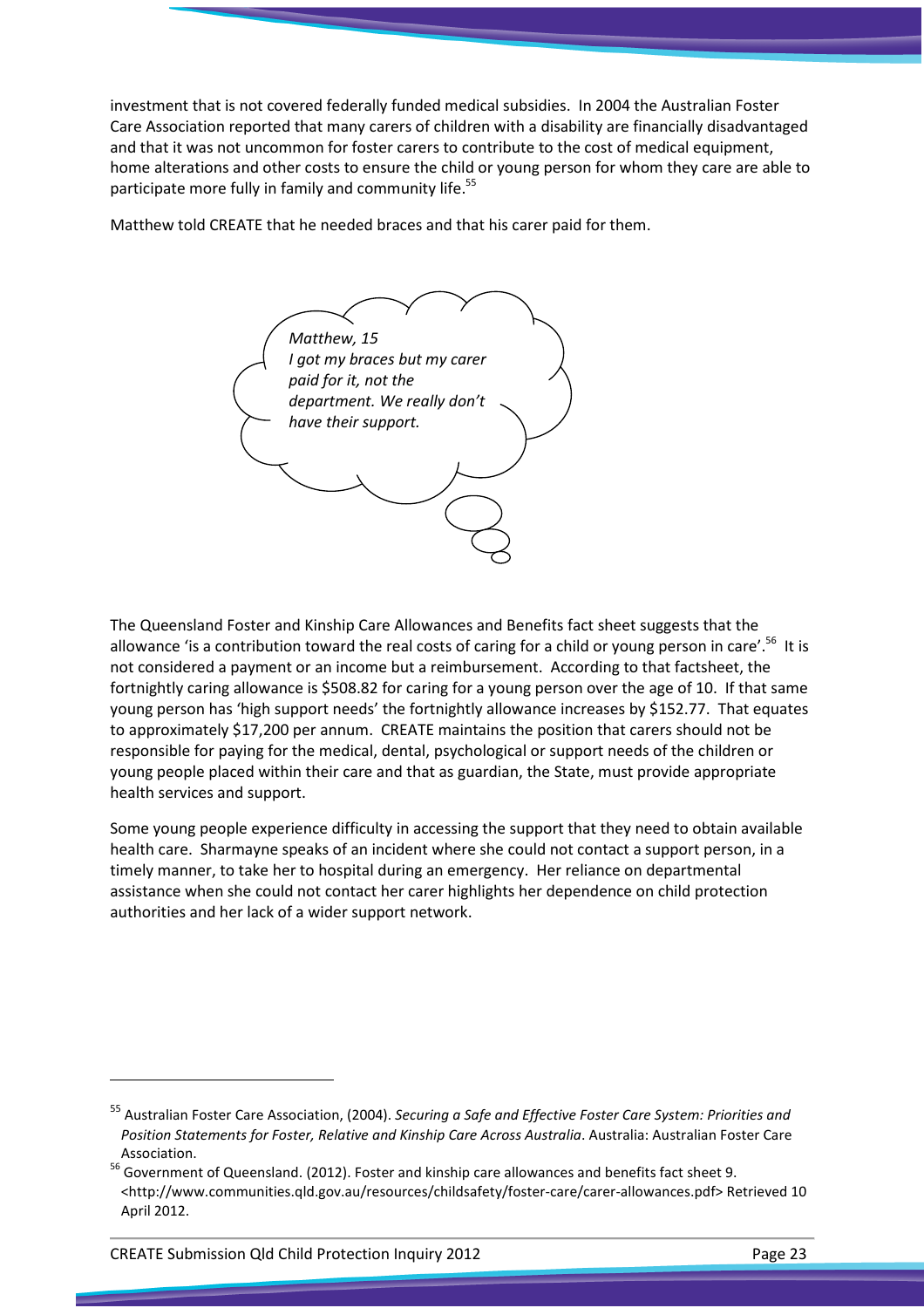investment that is not covered federally funded medical subsidies. In 2004 the Australian Foster Care Association reported that many carers of children with a disability are financially disadvantaged and that it was not uncommon for foster carers to contribute to the cost of medical equipment, home alterations and other costs to ensure the child or young person for whom they care are able to participate more fully in family and community life.[55]

Matthew told CREATE that he needed braces and that his carer paid for them.

> *Matthew, 15*
> *I got my braces but my carer paid for it, not the department. We really don't have their support.*

The Queensland Foster and Kinship Care Allowances and Benefits fact sheet suggests that the allowance 'is a contribution toward the real costs of caring for a child or young person in care'.[56] It is not considered a payment or an income but a reimbursement. According to that factsheet, the fortnightly caring allowance is $508.82 for caring for a young person over the age of 10. If that same young person has 'high support needs' the fortnightly allowance increases by $152.77. That equates to approximately $17,200 per annum. CREATE maintains the position that carers should not be responsible for paying for the medical, dental, psychological or support needs of the children or young people placed within their care and that as guardian, the State, must provide appropriate health services and support.

Some young people experience difficulty in accessing the support that they need to obtain available health care. Sharmayne speaks of an incident where she could not contact a support person, in a timely manner, to take her to hospital during an emergency. Her reliance on departmental assistance when she could not contact her carer highlights her dependence on child protection authorities and her lack of a wider support network.

---

[55] Australian Foster Care Association, (2004). *Securing a Safe and Effective Foster Care System: Priorities and Position Statements for Foster, Relative and Kinship Care Across Australia*. Australia: Australian Foster Care Association.

[56] Government of Queensland. (2012). Foster and kinship care allowances and benefits fact sheet 9. <http://www.communities.qld.gov.au/resources/childsafety/foster-care/carer-allowances.pdf> Retrieved 10 April 2012.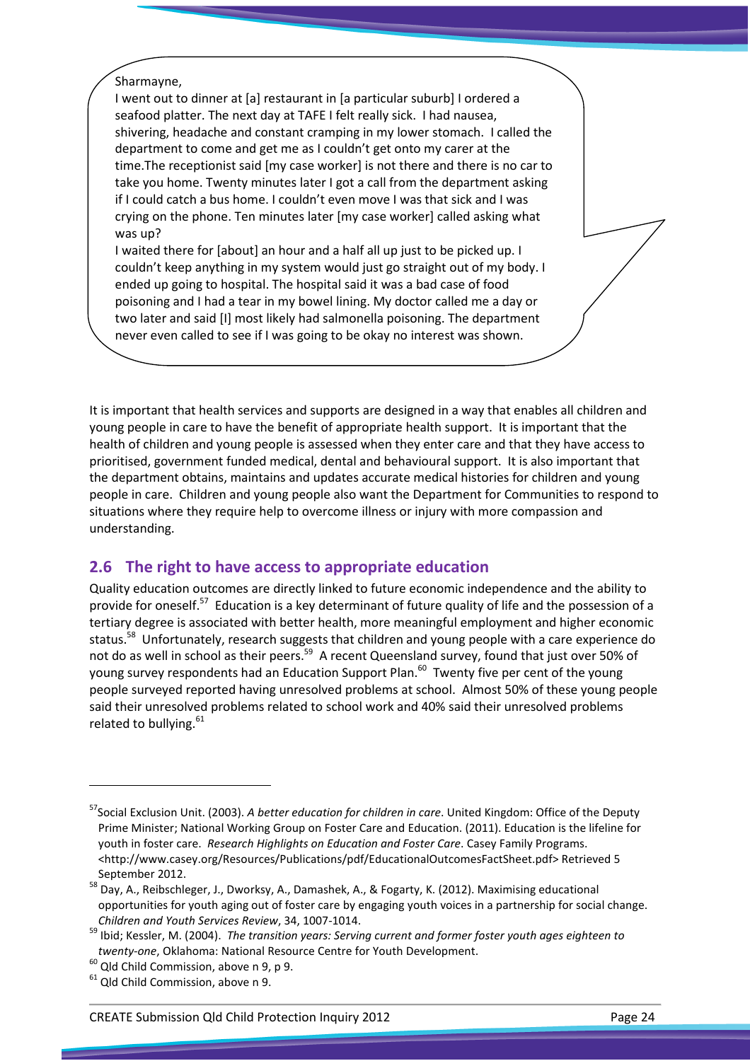Sharmayne,

I went out to dinner at [a] restaurant in [a particular suburb] I ordered a seafood platter. The next day at TAFE I felt really sick. I had nausea, shivering, headache and constant cramping in my lower stomach. I called the department to come and get me as I couldn't get onto my carer at the time.The receptionist said [my case worker] is not there and there is no car to take you home. Twenty minutes later I got a call from the department asking if I could catch a bus home. I couldn't even move I was that sick and I was crying on the phone. Ten minutes later [my case worker] called asking what was up?

I waited there for [about] an hour and a half all up just to be picked up. I couldn't keep anything in my system would just go straight out of my body. I ended up going to hospital. The hospital said it was a bad case of food poisoning and I had a tear in my bowel lining. My doctor called me a day or two later and said [I] most likely had salmonella poisoning. The department never even called to see if I was going to be okay no interest was shown.

It is important that health services and supports are designed in a way that enables all children and young people in care to have the benefit of appropriate health support. It is important that the health of children and young people is assessed when they enter care and that they have access to prioritised, government funded medical, dental and behavioural support. It is also important that the department obtains, maintains and updates accurate medical histories for children and young people in care. Children and young people also want the Department for Communities to respond to situations where they require help to overcome illness or injury with more compassion and understanding.

## 2.6 The right to have access to appropriate education

Quality education outcomes are directly linked to future economic independence and the ability to provide for oneself.[57] Education is a key determinant of future quality of life and the possession of a tertiary degree is associated with better health, more meaningful employment and higher economic status.[58] Unfortunately, research suggests that children and young people with a care experience do not do as well in school as their peers.[59] A recent Queensland survey, found that just over 50% of young survey respondents had an Education Support Plan.[60] Twenty five per cent of the young people surveyed reported having unresolved problems at school. Almost 50% of these young people said their unresolved problems related to school work and 40% said their unresolved problems related to bullying.[61]

---

[57] Social Exclusion Unit. (2003). *A better education for children in care*. United Kingdom: Office of the Deputy Prime Minister; National Working Group on Foster Care and Education. (2011). Education is the lifeline for youth in foster care. *Research Highlights on Education and Foster Care*. Casey Family Programs. <http://www.casey.org/Resources/Publications/pdf/EducationalOutcomesFactSheet.pdf> Retrieved 5 September 2012.

[58] Day, A., Reibschleger, J., Dworksy, A., Damashek, A., & Fogarty, K. (2012). Maximising educational opportunities for youth aging out of foster care by engaging youth voices in a partnership for social change. *Children and Youth Services Review*, 34, 1007-1014.

[59] Ibid; Kessler, M. (2004). *The transition years: Serving current and former foster youth ages eighteen to twenty-one*, Oklahoma: National Resource Centre for Youth Development.

[60] Qld Child Commission, above n 9, p 9.

[61] Qld Child Commission, above n 9.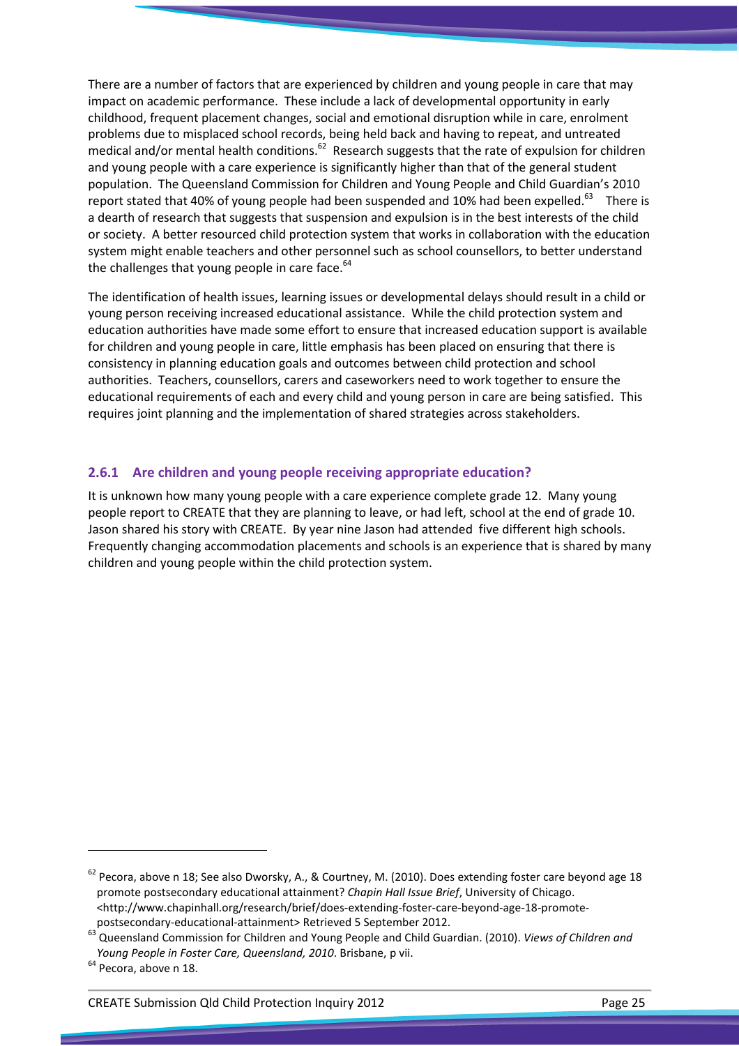There are a number of factors that are experienced by children and young people in care that may impact on academic performance. These include a lack of developmental opportunity in early childhood, frequent placement changes, social and emotional disruption while in care, enrolment problems due to misplaced school records, being held back and having to repeat, and untreated medical and/or mental health conditions.[62] Research suggests that the rate of expulsion for children and young people with a care experience is significantly higher than that of the general student population. The Queensland Commission for Children and Young People and Child Guardian's 2010 report stated that 40% of young people had been suspended and 10% had been expelled.[63] There is a dearth of research that suggests that suspension and expulsion is in the best interests of the child or society. A better resourced child protection system that works in collaboration with the education system might enable teachers and other personnel such as school counsellors, to better understand the challenges that young people in care face.[64]

The identification of health issues, learning issues or developmental delays should result in a child or young person receiving increased educational assistance. While the child protection system and education authorities have made some effort to ensure that increased education support is available for children and young people in care, little emphasis has been placed on ensuring that there is consistency in planning education goals and outcomes between child protection and school authorities. Teachers, counsellors, carers and caseworkers need to work together to ensure the educational requirements of each and every child and young person in care are being satisfied. This requires joint planning and the implementation of shared strategies across stakeholders.

### 2.6.1 Are children and young people receiving appropriate education?

It is unknown how many young people with a care experience complete grade 12. Many young people report to CREATE that they are planning to leave, or had left, school at the end of grade 10. Jason shared his story with CREATE. By year nine Jason had attended five different high schools. Frequently changing accommodation placements and schools is an experience that is shared by many children and young people within the child protection system.

---

[62] Pecora, above n 18; See also Dworsky, A., & Courtney, M. (2010). Does extending foster care beyond age 18 promote postsecondary educational attainment? *Chapin Hall Issue Brief*, University of Chicago. <http://www.chapinhall.org/research/brief/does-extending-foster-care-beyond-age-18-promote-postsecondary-educational-attainment> Retrieved 5 September 2012.

[63] Queensland Commission for Children and Young People and Child Guardian. (2010). *Views of Children and Young People in Foster Care, Queensland, 2010*. Brisbane, p vii.

[64] Pecora, above n 18.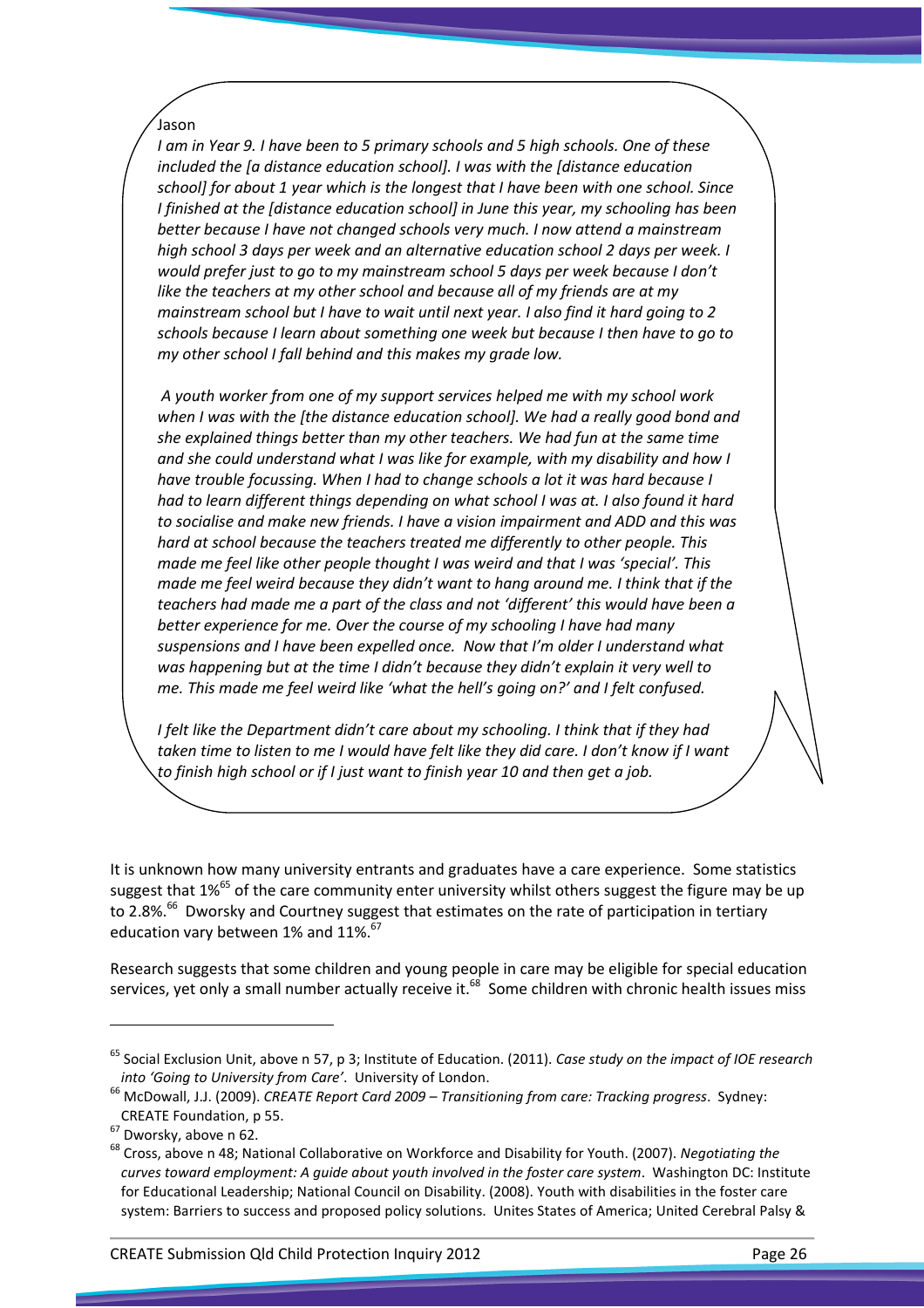Jason

*I am in Year 9. I have been to 5 primary schools and 5 high schools. One of these included the [a distance education school]. I was with the [distance education school] for about 1 year which is the longest that I have been with one school. Since I finished at the [distance education school] in June this year, my schooling has been better because I have not changed schools very much. I now attend a mainstream high school 3 days per week and an alternative education school 2 days per week. I would prefer just to go to my mainstream school 5 days per week because I don't like the teachers at my other school and because all of my friends are at my mainstream school but I have to wait until next year. I also find it hard going to 2 schools because I learn about something one week but because I then have to go to my other school I fall behind and this makes my grade low.*

*A youth worker from one of my support services helped me with my school work when I was with the [the distance education school]. We had a really good bond and she explained things better than my other teachers. We had fun at the same time and she could understand what I was like for example, with my disability and how I have trouble focussing. When I had to change schools a lot it was hard because I had to learn different things depending on what school I was at. I also found it hard to socialise and make new friends. I have a vision impairment and ADD and this was hard at school because the teachers treated me differently to other people. This made me feel like other people thought I was weird and that I was 'special'. This made me feel weird because they didn't want to hang around me. I think that if the teachers had made me a part of the class and not 'different' this would have been a better experience for me. Over the course of my schooling I have had many suspensions and I have been expelled once. Now that I'm older I understand what was happening but at the time I didn't because they didn't explain it very well to me. This made me feel weird like 'what the hell's going on?' and I felt confused.*

*I felt like the Department didn't care about my schooling. I think that if they had taken time to listen to me I would have felt like they did care. I don't know if I want to finish high school or if I just want to finish year 10 and then get a job.*

It is unknown how many university entrants and graduates have a care experience. Some statistics suggest that 1%[65] of the care community enter university whilst others suggest the figure may be up to 2.8%.[66] Dworsky and Courtney suggest that estimates on the rate of participation in tertiary education vary between 1% and 11%.[67]

Research suggests that some children and young people in care may be eligible for special education services, yet only a small number actually receive it.[68] Some children with chronic health issues miss

---

[65] Social Exclusion Unit, above n 57, p 3; Institute of Education. (2011). *Case study on the impact of IOE research into 'Going to University from Care'*. University of London.

[66] McDowall, J.J. (2009). *CREATE Report Card 2009 – Transitioning from care: Tracking progress*. Sydney: CREATE Foundation, p 55.

[67] Dworsky, above n 62.

[68] Cross, above n 48; National Collaborative on Workforce and Disability for Youth. (2007). *Negotiating the curves toward employment: A guide about youth involved in the foster care system*. Washington DC: Institute for Educational Leadership; National Council on Disability. (2008). Youth with disabilities in the foster care system: Barriers to success and proposed policy solutions. Unites States of America; United Cerebral Palsy &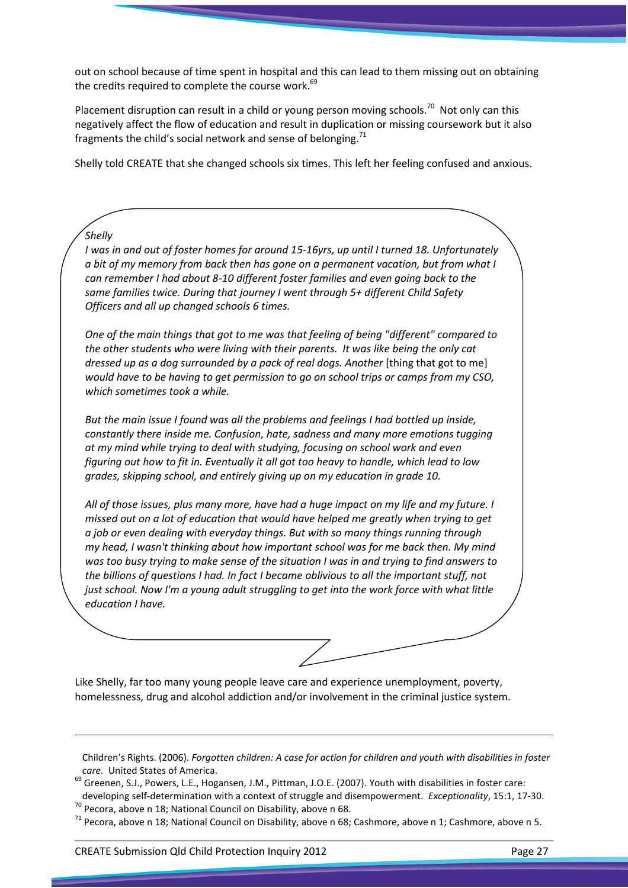out on school because of time spent in hospital and this can lead to them missing out on obtaining the credits required to complete the course work.[69]

Placement disruption can result in a child or young person moving schools.[70] Not only can this negatively affect the flow of education and result in duplication or missing coursework but it also fragments the child's social network and sense of belonging.[71]

Shelly told CREATE that she changed schools six times. This left her feeling confused and anxious.

> *Shelly*
>
> *I was in and out of foster homes for around 15-16yrs, up until I turned 18. Unfortunately a bit of my memory from back then has gone on a permanent vacation, but from what I can remember I had about 8-10 different foster families and even going back to the same families twice. During that journey I went through 5+ different Child Safety Officers and all up changed schools 6 times.*
>
> *One of the main things that got to me was that feeling of being "different" compared to the other students who were living with their parents. It was like being the only cat dressed up as a dog surrounded by a pack of real dogs. Another* [thing that got to me] *would have to be having to get permission to go on school trips or camps from my CSO, which sometimes took a while.*
>
> *But the main issue I found was all the problems and feelings I had bottled up inside, constantly there inside me. Confusion, hate, sadness and many more emotions tugging at my mind while trying to deal with studying, focusing on school work and even figuring out how to fit in. Eventually it all got too heavy to handle, which lead to low grades, skipping school, and entirely giving up on my education in grade 10.*
>
> *All of those issues, plus many more, have had a huge impact on my life and my future. I missed out on a lot of education that would have helped me greatly when trying to get a job or even dealing with everyday things. But with so many things running through my head, I wasn't thinking about how important school was for me back then. My mind was too busy trying to make sense of the situation I was in and trying to find answers to the billions of questions I had. In fact I became oblivious to all the important stuff, not just school. Now I'm a young adult struggling to get into the work force with what little education I have.*

Like Shelly, far too many young people leave care and experience unemployment, poverty, homelessness, drug and alcohol addiction and/or involvement in the criminal justice system.

---

Children's Rights. (2006). *Forgotten children: A case for action for children and youth with disabilities in foster care*. United States of America.

[69] Greenen, S.J., Powers, L.E., Hogansen, J.M., Pittman, J.O.E. (2007). Youth with disabilities in foster care: developing self-determination with a context of struggle and disempowerment. *Exceptionality*, 15:1, 17-30.

[70] Pecora, above n 18; National Council on Disability, above n 68.

[71] Pecora, above n 18; National Council on Disability, above n 68; Cashmore, above n 1; Cashmore, above n 5.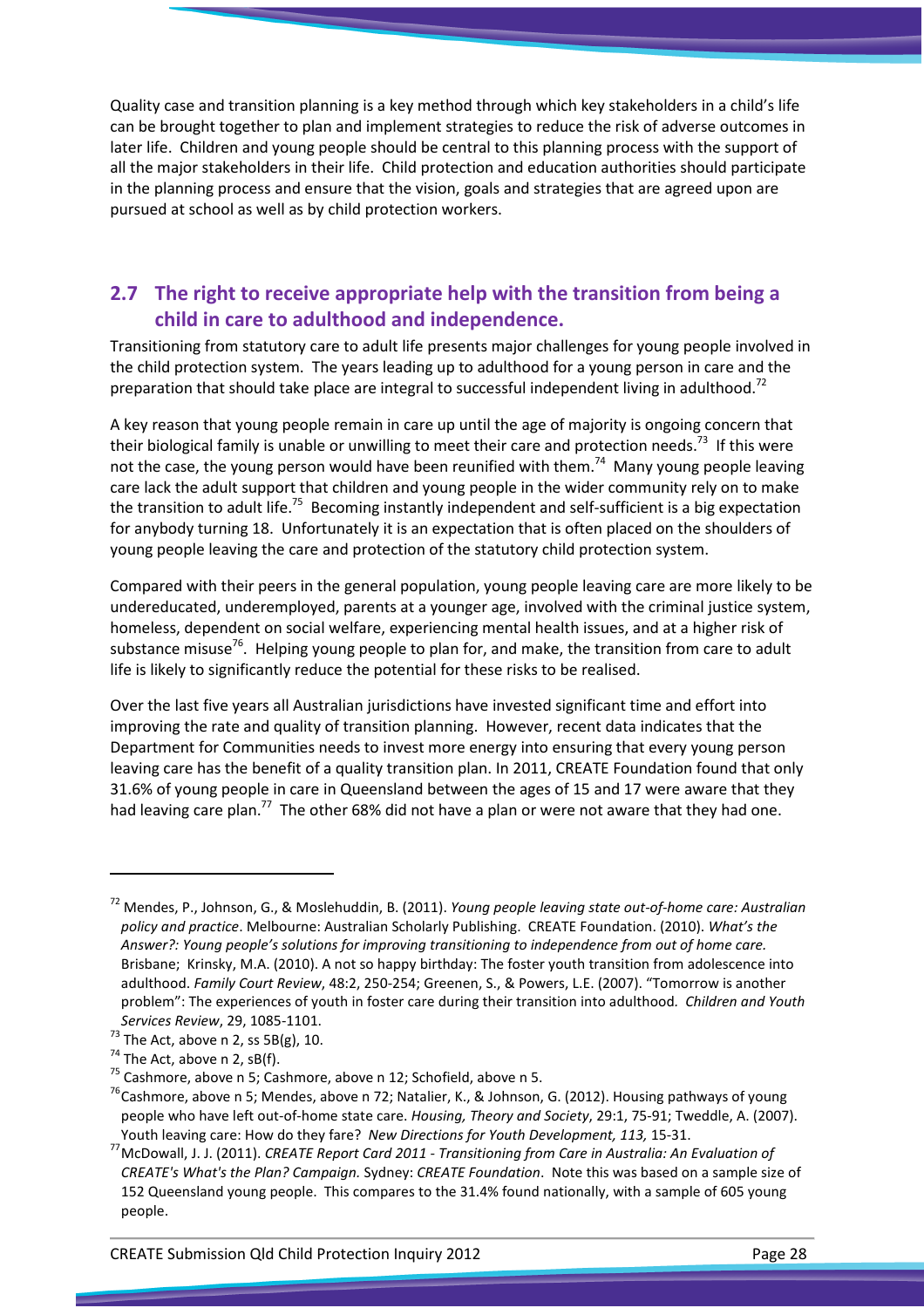Quality case and transition planning is a key method through which key stakeholders in a child's life can be brought together to plan and implement strategies to reduce the risk of adverse outcomes in later life. Children and young people should be central to this planning process with the support of all the major stakeholders in their life. Child protection and education authorities should participate in the planning process and ensure that the vision, goals and strategies that are agreed upon are pursued at school as well as by child protection workers.

## 2.7 The right to receive appropriate help with the transition from being a child in care to adulthood and independence.

Transitioning from statutory care to adult life presents major challenges for young people involved in the child protection system. The years leading up to adulthood for a young person in care and the preparation that should take place are integral to successful independent living in adulthood.[72]

A key reason that young people remain in care up until the age of majority is ongoing concern that their biological family is unable or unwilling to meet their care and protection needs.[73] If this were not the case, the young person would have been reunified with them.[74] Many young people leaving care lack the adult support that children and young people in the wider community rely on to make the transition to adult life.[75] Becoming instantly independent and self-sufficient is a big expectation for anybody turning 18. Unfortunately it is an expectation that is often placed on the shoulders of young people leaving the care and protection of the statutory child protection system.

Compared with their peers in the general population, young people leaving care are more likely to be undereducated, underemployed, parents at a younger age, involved with the criminal justice system, homeless, dependent on social welfare, experiencing mental health issues, and at a higher risk of substance misuse[76]. Helping young people to plan for, and make, the transition from care to adult life is likely to significantly reduce the potential for these risks to be realised.

Over the last five years all Australian jurisdictions have invested significant time and effort into improving the rate and quality of transition planning. However, recent data indicates that the Department for Communities needs to invest more energy into ensuring that every young person leaving care has the benefit of a quality transition plan. In 2011, CREATE Foundation found that only 31.6% of young people in care in Queensland between the ages of 15 and 17 were aware that they had leaving care plan.[77] The other 68% did not have a plan or were not aware that they had one.

---

[72] Mendes, P., Johnson, G., & Moslehuddin, B. (2011). *Young people leaving state out-of-home care: Australian policy and practice*. Melbourne: Australian Scholarly Publishing. CREATE Foundation. (2010). *What's the Answer?: Young people's solutions for improving transitioning to independence from out of home care.* Brisbane; Krinsky, M.A. (2010). A not so happy birthday: The foster youth transition from adolescence into adulthood. *Family Court Review*, 48:2, 250-254; Greenen, S., & Powers, L.E. (2007). "Tomorrow is another problem": The experiences of youth in foster care during their transition into adulthood*. Children and Youth Services Review*, 29, 1085-1101.

[73] The Act, above n 2, ss 5B(g), 10.

[74] The Act, above n 2, sB(f).

[75] Cashmore, above n 5; Cashmore, above n 12; Schofield, above n 5.

[76] Cashmore, above n 5; Mendes, above n 72; Natalier, K., & Johnson, G. (2012). Housing pathways of young people who have left out-of-home state care. *Housing, Theory and Society*, 29:1, 75-91; Tweddle, A. (2007). Youth leaving care: How do they fare? *New Directions for Youth Development, 113,* 15-31.

[77] McDowall, J. J. (2011). *CREATE Report Card 2011 - Transitioning from Care in Australia: An Evaluation of CREATE's What's the Plan? Campaign.* Sydney: *CREATE Foundation*. Note this was based on a sample size of 152 Queensland young people. This compares to the 31.4% found nationally, with a sample of 605 young people.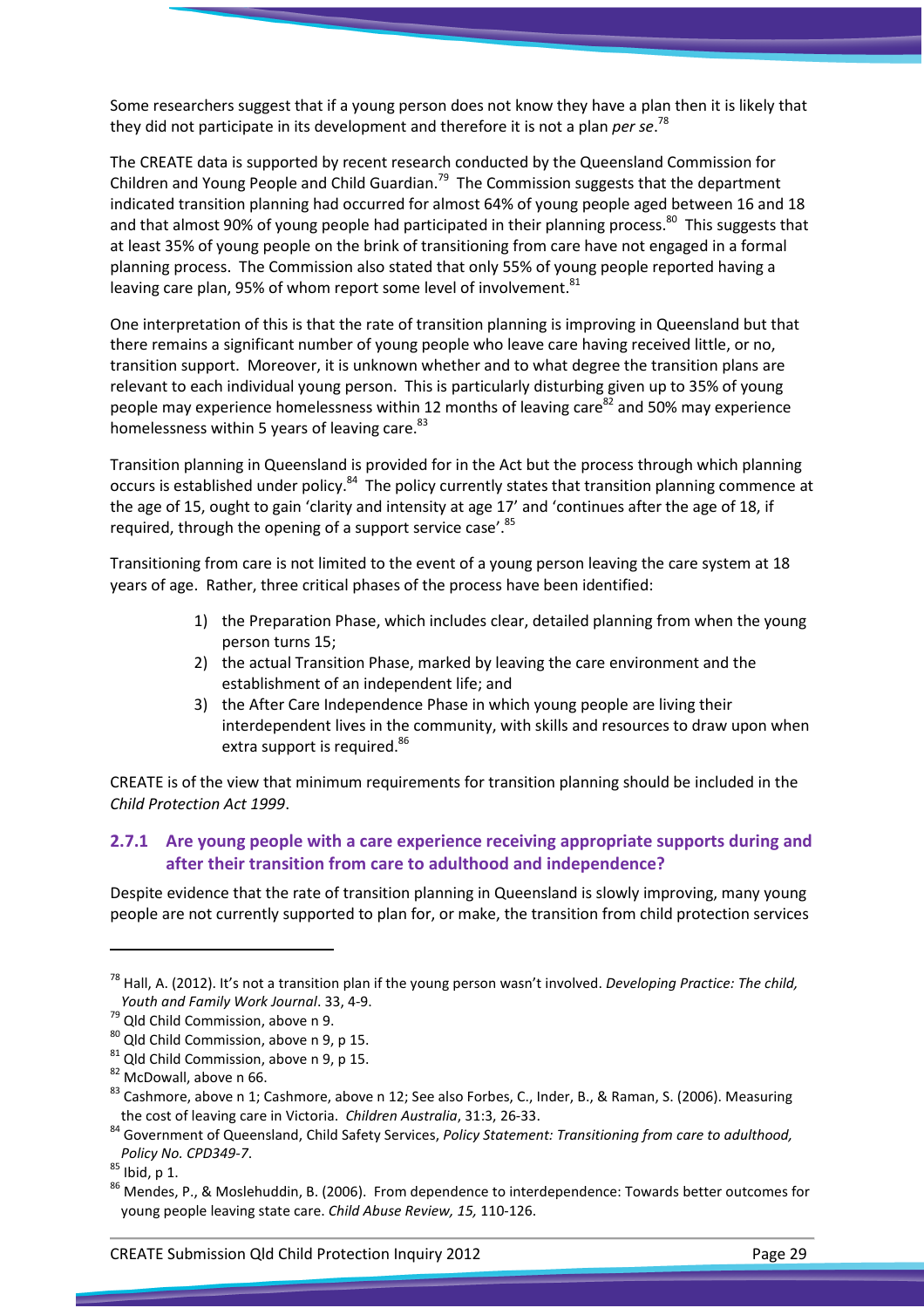Some researchers suggest that if a young person does not know they have a plan then it is likely that they did not participate in its development and therefore it is not a plan *per se*.[78]

The CREATE data is supported by recent research conducted by the Queensland Commission for Children and Young People and Child Guardian.[79] The Commission suggests that the department indicated transition planning had occurred for almost 64% of young people aged between 16 and 18 and that almost 90% of young people had participated in their planning process.[80] This suggests that at least 35% of young people on the brink of transitioning from care have not engaged in a formal planning process. The Commission also stated that only 55% of young people reported having a leaving care plan, 95% of whom report some level of involvement.[81]

One interpretation of this is that the rate of transition planning is improving in Queensland but that there remains a significant number of young people who leave care having received little, or no, transition support. Moreover, it is unknown whether and to what degree the transition plans are relevant to each individual young person. This is particularly disturbing given up to 35% of young people may experience homelessness within 12 months of leaving care[82] and 50% may experience homelessness within 5 years of leaving care.[83]

Transition planning in Queensland is provided for in the Act but the process through which planning occurs is established under policy.[84] The policy currently states that transition planning commence at the age of 15, ought to gain 'clarity and intensity at age 17' and 'continues after the age of 18, if required, through the opening of a support service case'.[85]

Transitioning from care is not limited to the event of a young person leaving the care system at 18 years of age. Rather, three critical phases of the process have been identified:

1) the Preparation Phase, which includes clear, detailed planning from when the young person turns 15;
2) the actual Transition Phase, marked by leaving the care environment and the establishment of an independent life; and
3) the After Care Independence Phase in which young people are living their interdependent lives in the community, with skills and resources to draw upon when extra support is required.[86]

CREATE is of the view that minimum requirements for transition planning should be included in the *Child Protection Act 1999*.

### 2.7.1 Are young people with a care experience receiving appropriate supports during and after their transition from care to adulthood and independence?

Despite evidence that the rate of transition planning in Queensland is slowly improving, many young people are not currently supported to plan for, or make, the transition from child protection services

---

[78] Hall, A. (2012). It's not a transition plan if the young person wasn't involved. *Developing Practice: The child, Youth and Family Work Journal*. 33, 4-9.

[79] Qld Child Commission, above n 9.

[80] Qld Child Commission, above n 9, p 15.

[81] Qld Child Commission, above n 9, p 15.

[82] McDowall, above n 66.

[83] Cashmore, above n 1; Cashmore, above n 12; See also Forbes, C., Inder, B., & Raman, S. (2006). Measuring the cost of leaving care in Victoria. *Children Australia*, 31:3, 26-33.

[84] Government of Queensland, Child Safety Services, *Policy Statement: Transitioning from care to adulthood, Policy No. CPD349-7*.

[85] Ibid, p 1.

[86] Mendes, P., & Moslehuddin, B. (2006). From dependence to interdependence: Towards better outcomes for young people leaving state care. *Child Abuse Review, 15,* 110-126.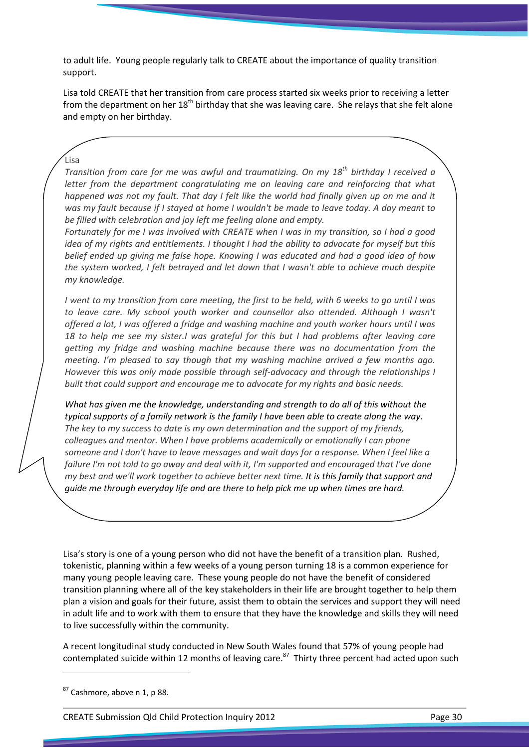to adult life. Young people regularly talk to CREATE about the importance of quality transition support.

Lisa told CREATE that her transition from care process started six weeks prior to receiving a letter from the department on her 18th birthday that she was leaving care. She relays that she felt alone and empty on her birthday.

> Lisa
>
> *Transition from care for me was awful and traumatizing. On my 18th birthday I received a letter from the department congratulating me on leaving care and reinforcing that what happened was not my fault. That day I felt like the world had finally given up on me and it was my fault because if I stayed at home I wouldn't be made to leave today. A day meant to be filled with celebration and joy left me feeling alone and empty.*
>
> *Fortunately for me I was involved with CREATE when I was in my transition, so I had a good idea of my rights and entitlements. I thought I had the ability to advocate for myself but this belief ended up giving me false hope. Knowing I was educated and had a good idea of how the system worked, I felt betrayed and let down that I wasn't able to achieve much despite my knowledge.*
>
> *I went to my transition from care meeting, the first to be held, with 6 weeks to go until I was to leave care. My school youth worker and counsellor also attended. Although I wasn't offered a lot, I was offered a fridge and washing machine and youth worker hours until I was 18 to help me see my sister.I was grateful for this but I had problems after leaving care getting my fridge and washing machine because there was no documentation from the meeting. I'm pleased to say though that my washing machine arrived a few months ago. However this was only made possible through self-advocacy and through the relationships I built that could support and encourage me to advocate for my rights and basic needs.*
>
> *What has given me the knowledge, understanding and strength to do all of this without the typical supports of a family network is the family I have been able to create along the way. The key to my success to date is my own determination and the support of my friends, colleagues and mentor. When I have problems academically or emotionally I can phone someone and I don't have to leave messages and wait days for a response. When I feel like a failure I'm not told to go away and deal with it, I'm supported and encouraged that I've done my best and we'll work together to achieve better next time. It is this family that support and guide me through everyday life and are there to help pick me up when times are hard.*

Lisa's story is one of a young person who did not have the benefit of a transition plan. Rushed, tokenistic, planning within a few weeks of a young person turning 18 is a common experience for many young people leaving care. These young people do not have the benefit of considered transition planning where all of the key stakeholders in their life are brought together to help them plan a vision and goals for their future, assist them to obtain the services and support they will need in adult life and to work with them to ensure that they have the knowledge and skills they will need to live successfully within the community.

A recent longitudinal study conducted in New South Wales found that 57% of young people had contemplated suicide within 12 months of leaving care.[87] Thirty three percent had acted upon such

[87] Cashmore, above n 1, p 88.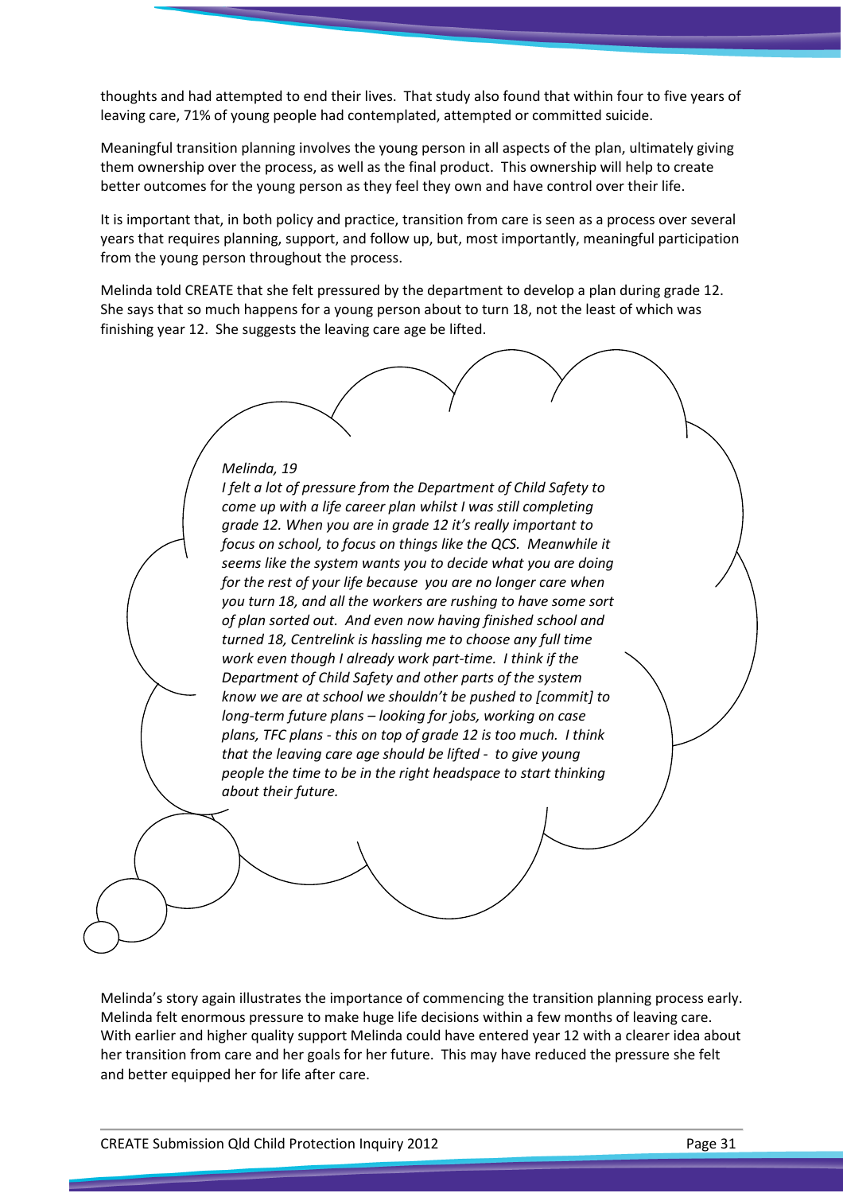thoughts and had attempted to end their lives. That study also found that within four to five years of leaving care, 71% of young people had contemplated, attempted or committed suicide.

Meaningful transition planning involves the young person in all aspects of the plan, ultimately giving them ownership over the process, as well as the final product. This ownership will help to create better outcomes for the young person as they feel they own and have control over their life.

It is important that, in both policy and practice, transition from care is seen as a process over several years that requires planning, support, and follow up, but, most importantly, meaningful participation from the young person throughout the process.

Melinda told CREATE that she felt pressured by the department to develop a plan during grade 12. She says that so much happens for a young person about to turn 18, not the least of which was finishing year 12. She suggests the leaving care age be lifted.

> *Melinda, 19*
> *I felt a lot of pressure from the Department of Child Safety to come up with a life career plan whilst I was still completing grade 12. When you are in grade 12 it's really important to focus on school, to focus on things like the QCS. Meanwhile it seems like the system wants you to decide what you are doing for the rest of your life because you are no longer care when you turn 18, and all the workers are rushing to have some sort of plan sorted out. And even now having finished school and turned 18, Centrelink is hassling me to choose any full time work even though I already work part-time. I think if the Department of Child Safety and other parts of the system know we are at school we shouldn't be pushed to [commit] to long-term future plans – looking for jobs, working on case plans, TFC plans - this on top of grade 12 is too much. I think that the leaving care age should be lifted - to give young people the time to be in the right headspace to start thinking about their future.*

Melinda's story again illustrates the importance of commencing the transition planning process early. Melinda felt enormous pressure to make huge life decisions within a few months of leaving care. With earlier and higher quality support Melinda could have entered year 12 with a clearer idea about her transition from care and her goals for her future. This may have reduced the pressure she felt and better equipped her for life after care.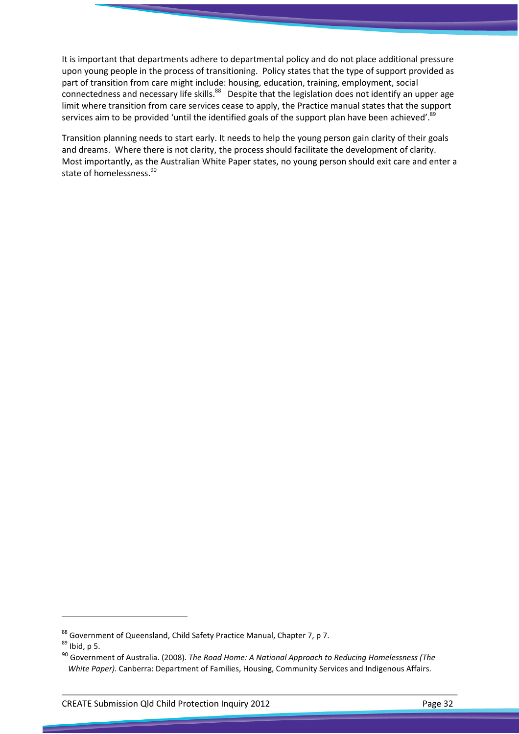It is important that departments adhere to departmental policy and do not place additional pressure upon young people in the process of transitioning. Policy states that the type of support provided as part of transition from care might include: housing, education, training, employment, social connectedness and necessary life skills.[88] Despite that the legislation does not identify an upper age limit where transition from care services cease to apply, the Practice manual states that the support services aim to be provided 'until the identified goals of the support plan have been achieved'.[89]

Transition planning needs to start early. It needs to help the young person gain clarity of their goals and dreams. Where there is not clarity, the process should facilitate the development of clarity. Most importantly, as the Australian White Paper states, no young person should exit care and enter a state of homelessness.[90]

---

[88] Government of Queensland, Child Safety Practice Manual, Chapter 7, p 7.

[89] Ibid, p 5.

[90] Government of Australia. (2008). *The Road Home: A National Approach to Reducing Homelessness (The White Paper)*. Canberra: Department of Families, Housing, Community Services and Indigenous Affairs.